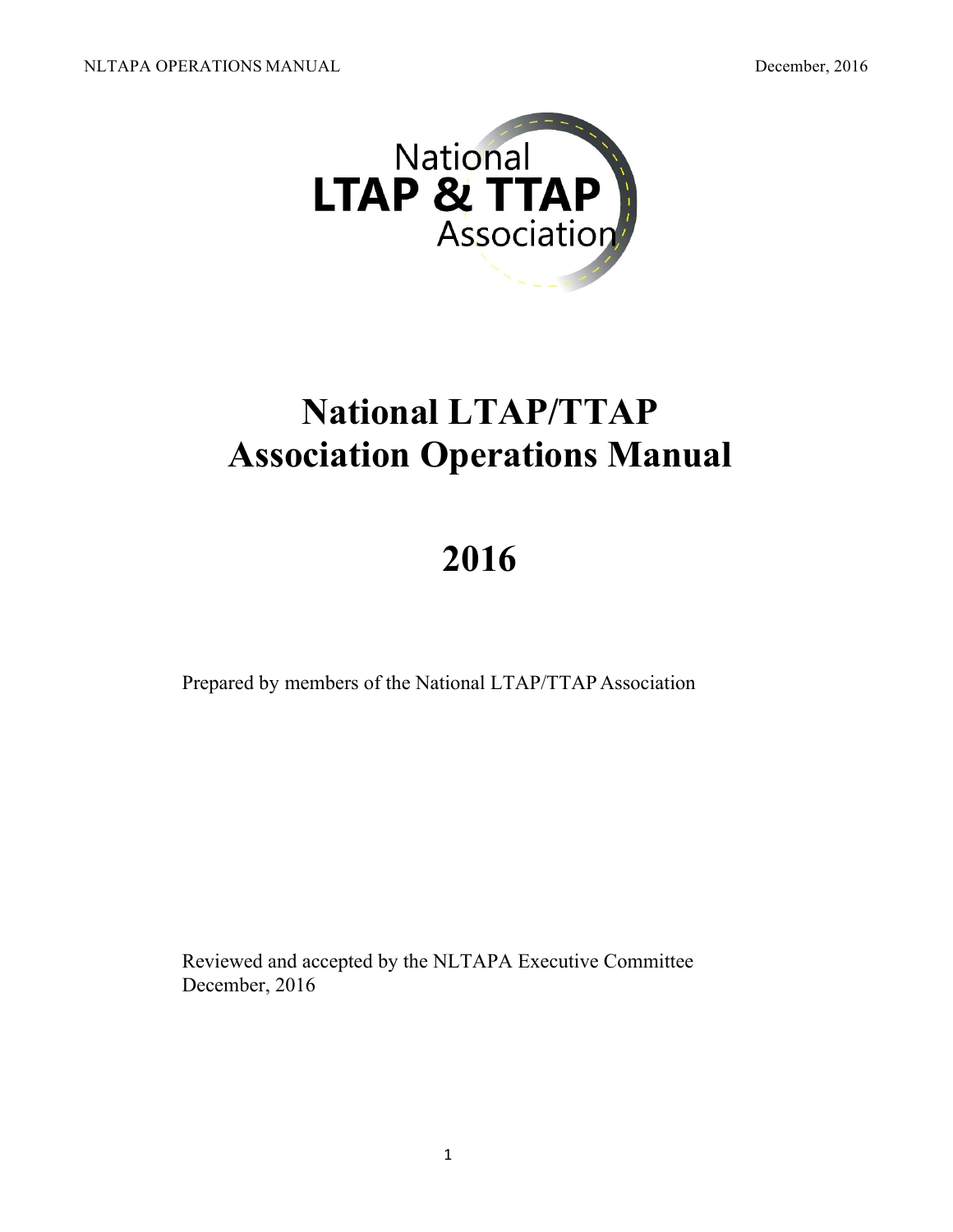# National LTAP/TTAP Association Operations Manual

# 2016

Prepared by members of the National LTAP/TTAP Association

Reviewed and accepted by the NLTAPA Executive Committee
December, 2016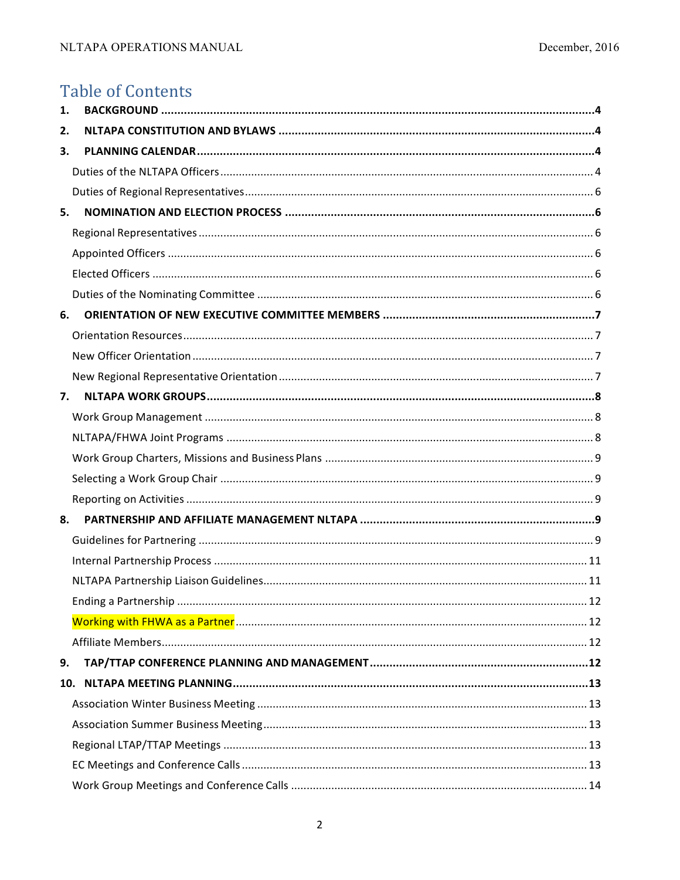# Table of Contents

**1. BACKGROUND** .......... **4**

**2. NLTAPA CONSTITUTION AND BYLAWS** .......... **4**

**3. PLANNING CALENDAR** .......... **4**

- Duties of the NLTAPA Officers .......... 4
- Duties of Regional Representatives .......... 6

**5. NOMINATION AND ELECTION PROCESS** .......... **6**

- Regional Representatives .......... 6
- Appointed Officers .......... 6
- Elected Officers .......... 6
- Duties of the Nominating Committee .......... 6

**6. ORIENTATION OF NEW EXECUTIVE COMMITTEE MEMBERS** .......... **7**

- Orientation Resources .......... 7
- New Officer Orientation .......... 7
- New Regional Representative Orientation .......... 7

**7. NLTAPA WORK GROUPS** .......... **8**

- Work Group Management .......... 8
- NLTAPA/FHWA Joint Programs .......... 8
- Work Group Charters, Missions and Business Plans .......... 9
- Selecting a Work Group Chair .......... 9
- Reporting on Activities .......... 9

**8. PARTNERSHIP AND AFFILIATE MANAGEMENT NLTAPA** .......... **9**

- Guidelines for Partnering .......... 9
- Internal Partnership Process .......... 11
- NLTAPA Partnership Liaison Guidelines .......... 11
- Ending a Partnership .......... 12
- Working with FHWA as a Partner .......... 12
- Affiliate Members .......... 12

**9. TAP/TTAP CONFERENCE PLANNING AND MANAGEMENT** .......... **12**

**10. NLTAPA MEETING PLANNING** .......... **13**

- Association Winter Business Meeting .......... 13
- Association Summer Business Meeting .......... 13
- Regional LTAP/TTAP Meetings .......... 13
- EC Meetings and Conference Calls .......... 13
- Work Group Meetings and Conference Calls .......... 14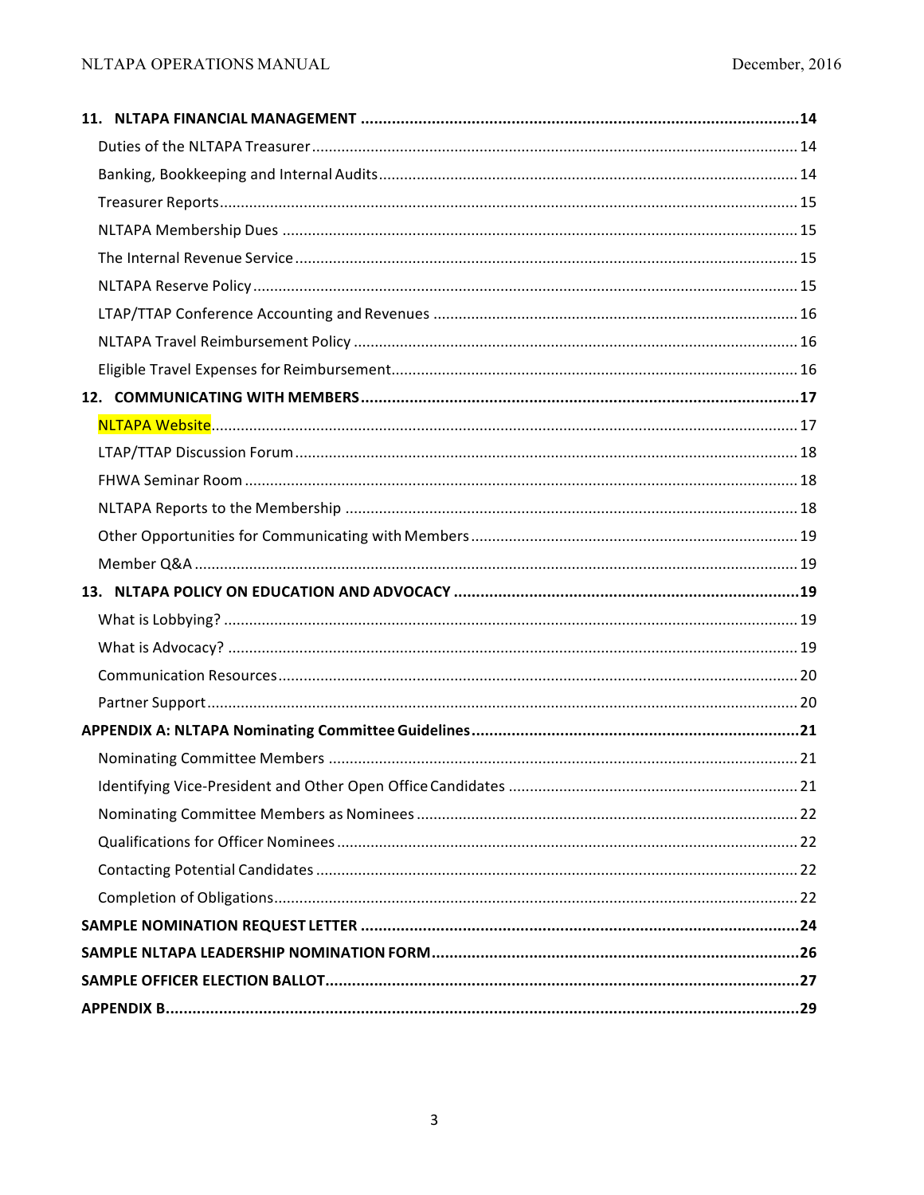**11. NLTAPA FINANCIAL MANAGEMENT** .......... **14**

- Duties of the NLTAPA Treasurer .......... 14
- Banking, Bookkeeping and Internal Audits .......... 14
- Treasurer Reports .......... 15
- NLTAPA Membership Dues .......... 15
- The Internal Revenue Service .......... 15
- NLTAPA Reserve Policy .......... 15
- LTAP/TTAP Conference Accounting and Revenues .......... 16
- NLTAPA Travel Reimbursement Policy .......... 16
- Eligible Travel Expenses for Reimbursement .......... 16

**12. COMMUNICATING WITH MEMBERS** .......... **17**

- NLTAPA Website .......... 17
- LTAP/TTAP Discussion Forum .......... 18
- FHWA Seminar Room .......... 18
- NLTAPA Reports to the Membership .......... 18
- Other Opportunities for Communicating with Members .......... 19
- Member Q&A .......... 19

**13. NLTAPA POLICY ON EDUCATION AND ADVOCACY** .......... **19**

- What is Lobbying? .......... 19
- What is Advocacy? .......... 19
- Communication Resources .......... 20
- Partner Support .......... 20

**APPENDIX A: NLTAPA Nominating Committee Guidelines** .......... **21**

- Nominating Committee Members .......... 21
- Identifying Vice-President and Other Open Office Candidates .......... 21
- Nominating Committee Members as Nominees .......... 22
- Qualifications for Officer Nominees .......... 22
- Contacting Potential Candidates .......... 22
- Completion of Obligations .......... 22

**SAMPLE NOMINATION REQUEST LETTER** .......... **24**

**SAMPLE NLTAPA LEADERSHIP NOMINATION FORM** .......... **26**

**SAMPLE OFFICER ELECTION BALLOT** .......... **27**

**APPENDIX B** .......... **29**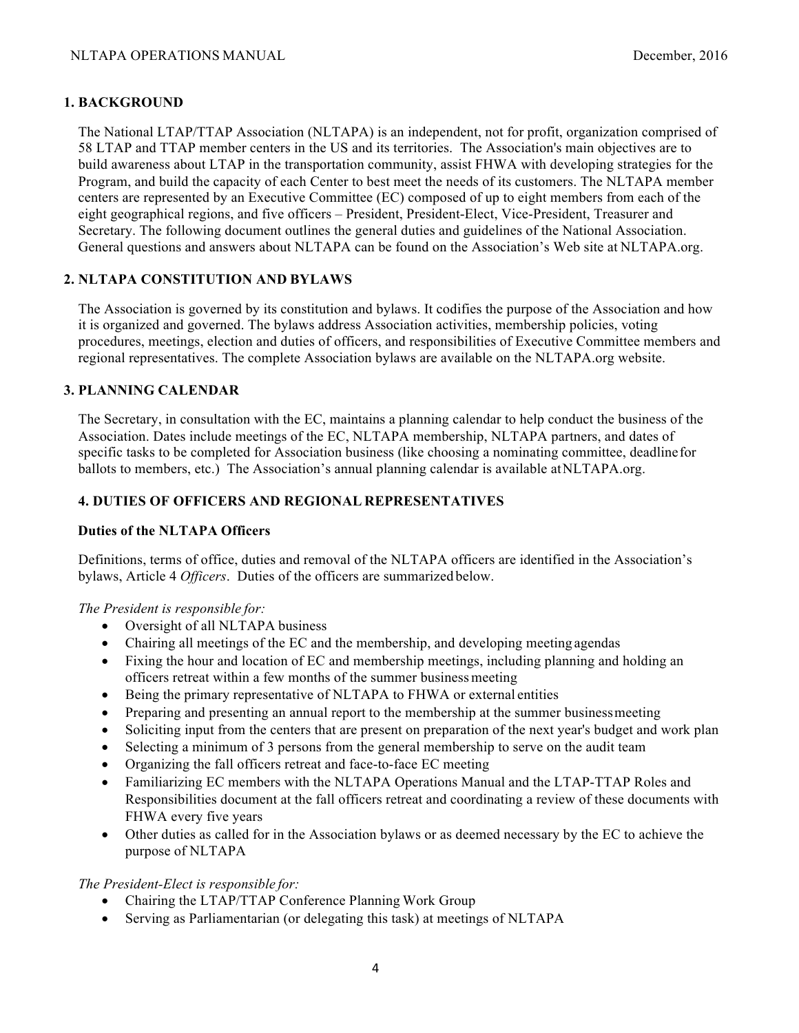## 1. BACKGROUND

The National LTAP/TTAP Association (NLTAPA) is an independent, not for profit, organization comprised of 58 LTAP and TTAP member centers in the US and its territories. The Association's main objectives are to build awareness about LTAP in the transportation community, assist FHWA with developing strategies for the Program, and build the capacity of each Center to best meet the needs of its customers. The NLTAPA member centers are represented by an Executive Committee (EC) composed of up to eight members from each of the eight geographical regions, and five officers – President, President-Elect, Vice-President, Treasurer and Secretary. The following document outlines the general duties and guidelines of the National Association. General questions and answers about NLTAPA can be found on the Association's Web site at NLTAPA.org.

## 2. NLTAPA CONSTITUTION AND BYLAWS

The Association is governed by its constitution and bylaws. It codifies the purpose of the Association and how it is organized and governed. The bylaws address Association activities, membership policies, voting procedures, meetings, election and duties of officers, and responsibilities of Executive Committee members and regional representatives. The complete Association bylaws are available on the NLTAPA.org website.

## 3. PLANNING CALENDAR

The Secretary, in consultation with the EC, maintains a planning calendar to help conduct the business of the Association. Dates include meetings of the EC, NLTAPA membership, NLTAPA partners, and dates of specific tasks to be completed for Association business (like choosing a nominating committee, deadline for ballots to members, etc.) The Association's annual planning calendar is available at NLTAPA.org.

## 4. DUTIES OF OFFICERS AND REGIONAL REPRESENTATIVES

### Duties of the NLTAPA Officers

Definitions, terms of office, duties and removal of the NLTAPA officers are identified in the Association's bylaws, Article 4 *Officers*. Duties of the officers are summarized below.

*The President is responsible for:*

- Oversight of all NLTAPA business
- Chairing all meetings of the EC and the membership, and developing meeting agendas
- Fixing the hour and location of EC and membership meetings, including planning and holding an officers retreat within a few months of the summer business meeting
- Being the primary representative of NLTAPA to FHWA or external entities
- Preparing and presenting an annual report to the membership at the summer business meeting
- Soliciting input from the centers that are present on preparation of the next year's budget and work plan
- Selecting a minimum of 3 persons from the general membership to serve on the audit team
- Organizing the fall officers retreat and face-to-face EC meeting
- Familiarizing EC members with the NLTAPA Operations Manual and the LTAP-TTAP Roles and Responsibilities document at the fall officers retreat and coordinating a review of these documents with FHWA every five years
- Other duties as called for in the Association bylaws or as deemed necessary by the EC to achieve the purpose of NLTAPA

*The President-Elect is responsible for:*

- Chairing the LTAP/TTAP Conference Planning Work Group
- Serving as Parliamentarian (or delegating this task) at meetings of NLTAPA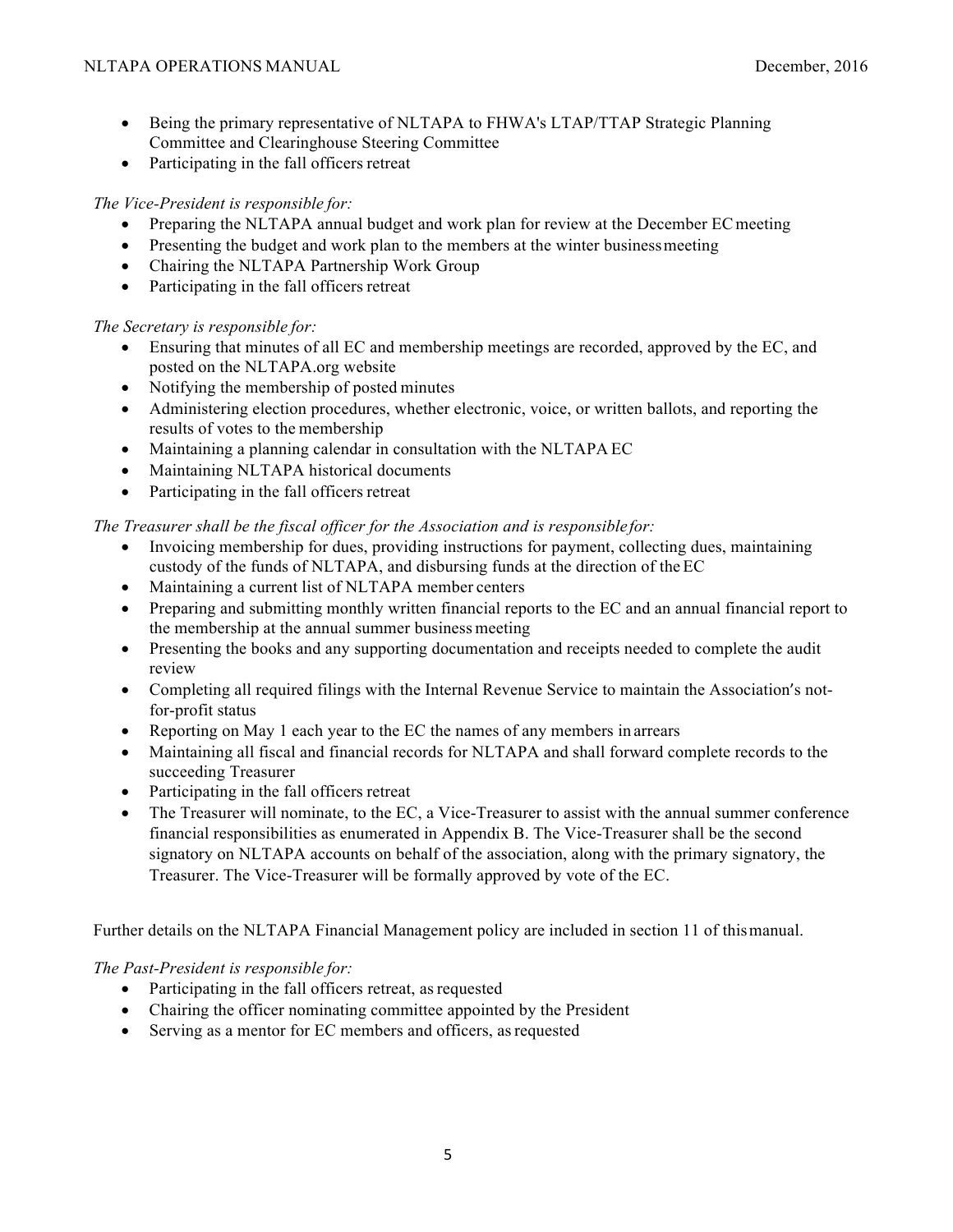- Being the primary representative of NLTAPA to FHWA's LTAP/TTAP Strategic Planning Committee and Clearinghouse Steering Committee
- Participating in the fall officers retreat

*The Vice-President is responsible for:*

- Preparing the NLTAPA annual budget and work plan for review at the December EC meeting
- Presenting the budget and work plan to the members at the winter business meeting
- Chairing the NLTAPA Partnership Work Group
- Participating in the fall officers retreat

*The Secretary is responsible for:*

- Ensuring that minutes of all EC and membership meetings are recorded, approved by the EC, and posted on the NLTAPA.org website
- Notifying the membership of posted minutes
- Administering election procedures, whether electronic, voice, or written ballots, and reporting the results of votes to the membership
- Maintaining a planning calendar in consultation with the NLTAPA EC
- Maintaining NLTAPA historical documents
- Participating in the fall officers retreat

*The Treasurer shall be the fiscal officer for the Association and is responsible for:*

- Invoicing membership for dues, providing instructions for payment, collecting dues, maintaining custody of the funds of NLTAPA, and disbursing funds at the direction of the EC
- Maintaining a current list of NLTAPA member centers
- Preparing and submitting monthly written financial reports to the EC and an annual financial report to the membership at the annual summer business meeting
- Presenting the books and any supporting documentation and receipts needed to complete the audit review
- Completing all required filings with the Internal Revenue Service to maintain the Association's not-for-profit status
- Reporting on May 1 each year to the EC the names of any members in arrears
- Maintaining all fiscal and financial records for NLTAPA and shall forward complete records to the succeeding Treasurer
- Participating in the fall officers retreat
- The Treasurer will nominate, to the EC, a Vice-Treasurer to assist with the annual summer conference financial responsibilities as enumerated in Appendix B. The Vice-Treasurer shall be the second signatory on NLTAPA accounts on behalf of the association, along with the primary signatory, the Treasurer. The Vice-Treasurer will be formally approved by vote of the EC.

Further details on the NLTAPA Financial Management policy are included in section 11 of this manual.

*The Past-President is responsible for:*

- Participating in the fall officers retreat, as requested
- Chairing the officer nominating committee appointed by the President
- Serving as a mentor for EC members and officers, as requested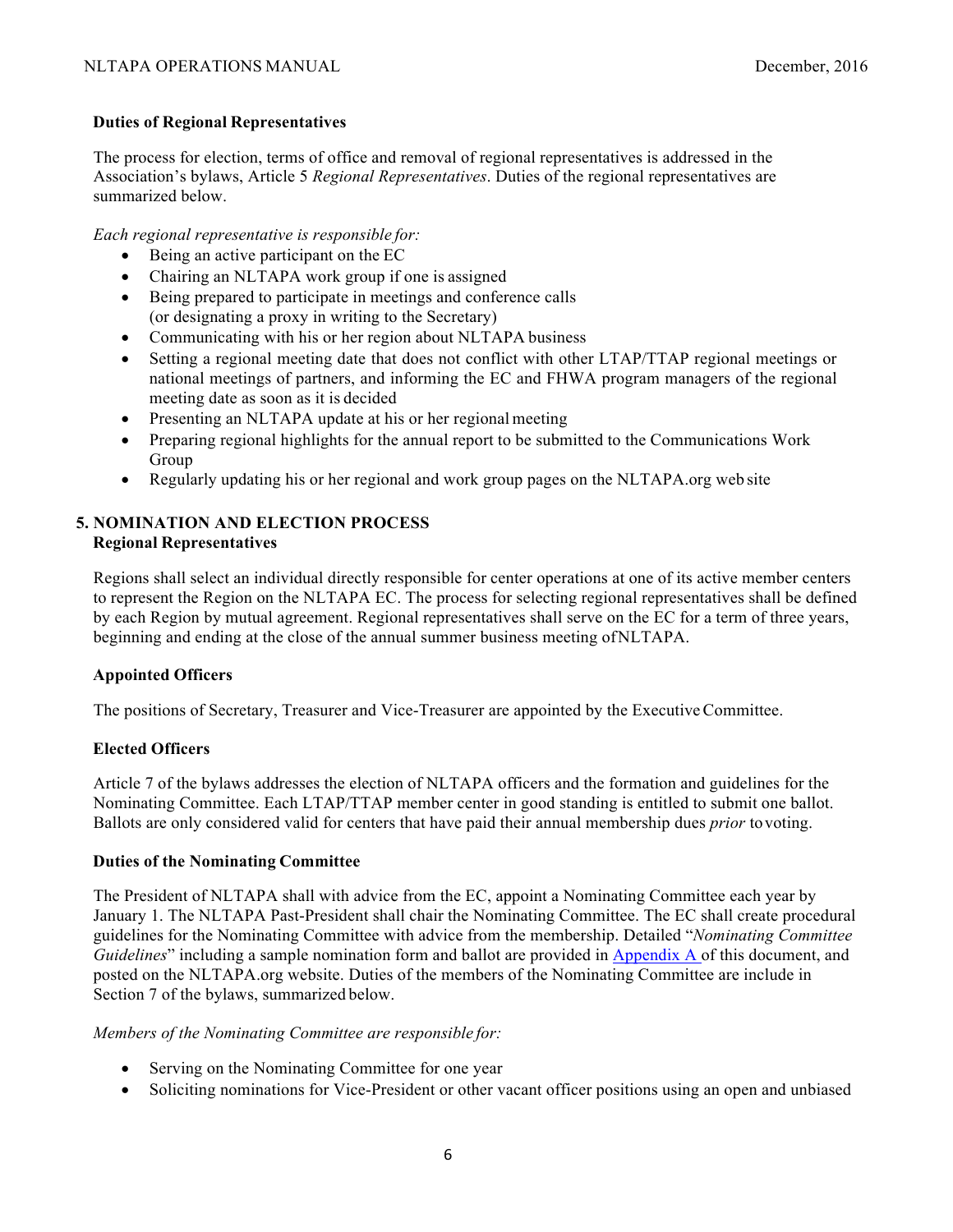### Duties of Regional Representatives

The process for election, terms of office and removal of regional representatives is addressed in the Association's bylaws, Article 5 *Regional Representatives*. Duties of the regional representatives are summarized below.

*Each regional representative is responsible for:*

- Being an active participant on the EC
- Chairing an NLTAPA work group if one is assigned
- Being prepared to participate in meetings and conference calls (or designating a proxy in writing to the Secretary)
- Communicating with his or her region about NLTAPA business
- Setting a regional meeting date that does not conflict with other LTAP/TTAP regional meetings or national meetings of partners, and informing the EC and FHWA program managers of the regional meeting date as soon as it is decided
- Presenting an NLTAPA update at his or her regional meeting
- Preparing regional highlights for the annual report to be submitted to the Communications Work Group
- Regularly updating his or her regional and work group pages on the NLTAPA.org web site

## 5. NOMINATION AND ELECTION PROCESS

### Regional Representatives

Regions shall select an individual directly responsible for center operations at one of its active member centers to represent the Region on the NLTAPA EC. The process for selecting regional representatives shall be defined by each Region by mutual agreement. Regional representatives shall serve on the EC for a term of three years, beginning and ending at the close of the annual summer business meeting of NLTAPA.

### Appointed Officers

The positions of Secretary, Treasurer and Vice-Treasurer are appointed by the Executive Committee.

### Elected Officers

Article 7 of the bylaws addresses the election of NLTAPA officers and the formation and guidelines for the Nominating Committee. Each LTAP/TTAP member center in good standing is entitled to submit one ballot. Ballots are only considered valid for centers that have paid their annual membership dues *prior* to voting.

### Duties of the Nominating Committee

The President of NLTAPA shall with advice from the EC, appoint a Nominating Committee each year by January 1. The NLTAPA Past-President shall chair the Nominating Committee. The EC shall create procedural guidelines for the Nominating Committee with advice from the membership. Detailed "*Nominating Committee Guidelines*" including a sample nomination form and ballot are provided in Appendix A of this document, and posted on the NLTAPA.org website. Duties of the members of the Nominating Committee are include in Section 7 of the bylaws, summarized below.

*Members of the Nominating Committee are responsible for:*

- Serving on the Nominating Committee for one year
- Soliciting nominations for Vice-President or other vacant officer positions using an open and unbiased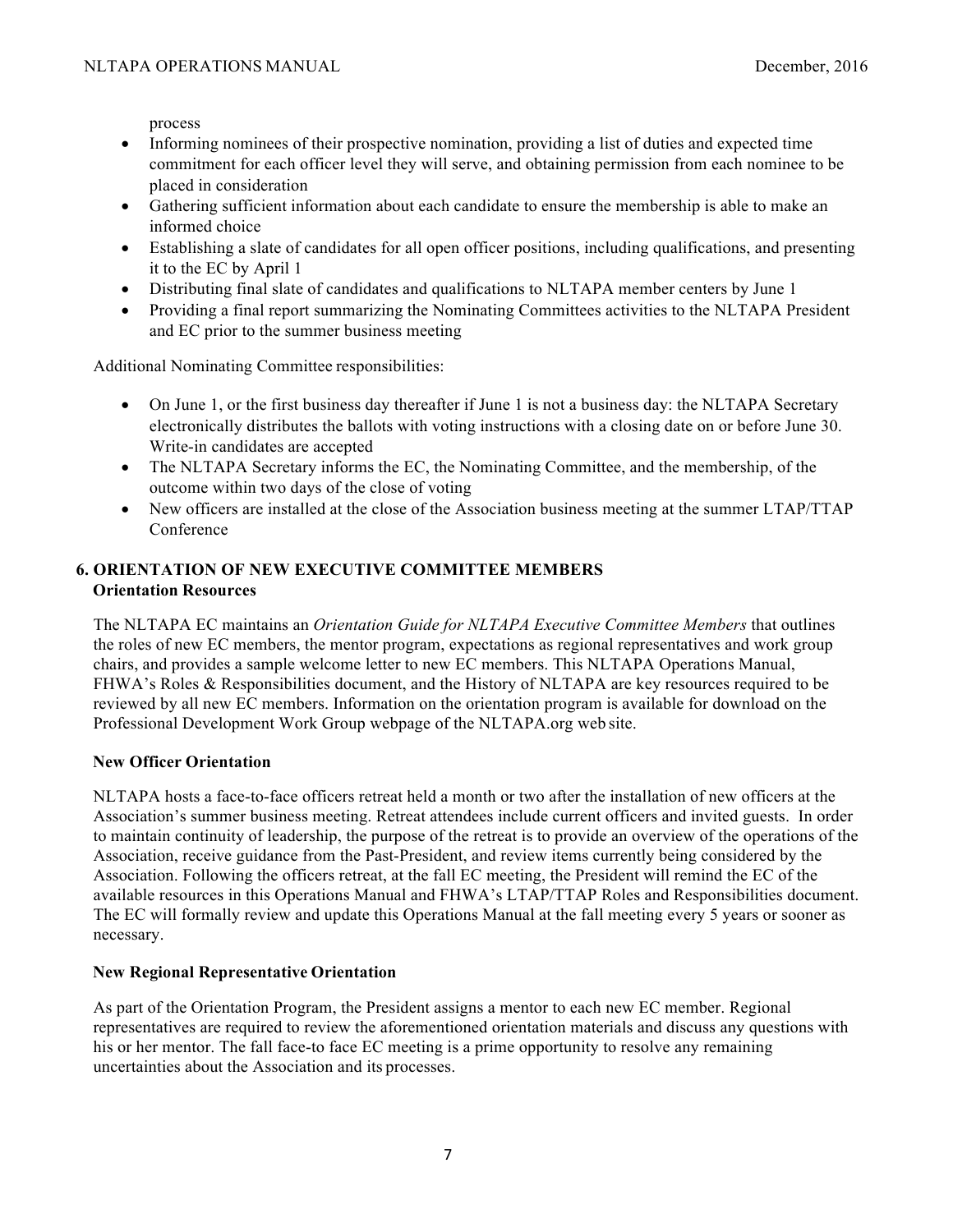process

- Informing nominees of their prospective nomination, providing a list of duties and expected time commitment for each officer level they will serve, and obtaining permission from each nominee to be placed in consideration
- Gathering sufficient information about each candidate to ensure the membership is able to make an informed choice
- Establishing a slate of candidates for all open officer positions, including qualifications, and presenting it to the EC by April 1
- Distributing final slate of candidates and qualifications to NLTAPA member centers by June 1
- Providing a final report summarizing the Nominating Committees activities to the NLTAPA President and EC prior to the summer business meeting

Additional Nominating Committee responsibilities:

- On June 1, or the first business day thereafter if June 1 is not a business day: the NLTAPA Secretary electronically distributes the ballots with voting instructions with a closing date on or before June 30. Write-in candidates are accepted
- The NLTAPA Secretary informs the EC, the Nominating Committee, and the membership, of the outcome within two days of the close of voting
- New officers are installed at the close of the Association business meeting at the summer LTAP/TTAP Conference

## 6. ORIENTATION OF NEW EXECUTIVE COMMITTEE MEMBERS

### Orientation Resources

The NLTAPA EC maintains an *Orientation Guide for NLTAPA Executive Committee Members* that outlines the roles of new EC members, the mentor program, expectations as regional representatives and work group chairs, and provides a sample welcome letter to new EC members. This NLTAPA Operations Manual, FHWA's Roles & Responsibilities document, and the History of NLTAPA are key resources required to be reviewed by all new EC members. Information on the orientation program is available for download on the Professional Development Work Group webpage of the NLTAPA.org web site.

### New Officer Orientation

NLTAPA hosts a face-to-face officers retreat held a month or two after the installation of new officers at the Association's summer business meeting. Retreat attendees include current officers and invited guests. In order to maintain continuity of leadership, the purpose of the retreat is to provide an overview of the operations of the Association, receive guidance from the Past-President, and review items currently being considered by the Association. Following the officers retreat, at the fall EC meeting, the President will remind the EC of the available resources in this Operations Manual and FHWA's LTAP/TTAP Roles and Responsibilities document. The EC will formally review and update this Operations Manual at the fall meeting every 5 years or sooner as necessary.

### New Regional Representative Orientation

As part of the Orientation Program, the President assigns a mentor to each new EC member. Regional representatives are required to review the aforementioned orientation materials and discuss any questions with his or her mentor. The fall face-to face EC meeting is a prime opportunity to resolve any remaining uncertainties about the Association and its processes.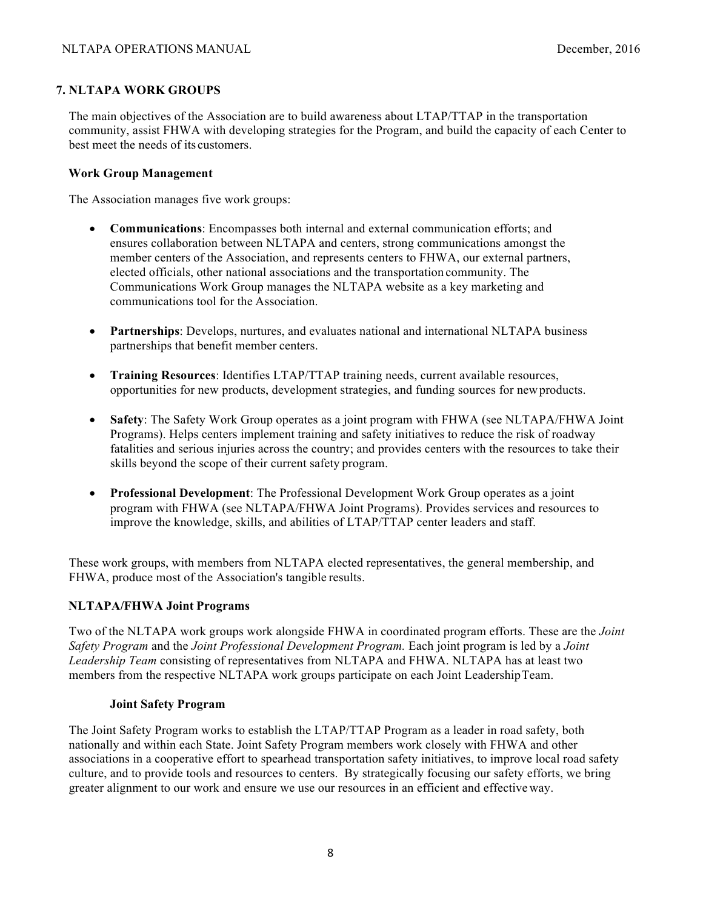## 7. NLTAPA WORK GROUPS

The main objectives of the Association are to build awareness about LTAP/TTAP in the transportation community, assist FHWA with developing strategies for the Program, and build the capacity of each Center to best meet the needs of its customers.

### Work Group Management

The Association manages five work groups:

- **Communications**: Encompasses both internal and external communication efforts; and ensures collaboration between NLTAPA and centers, strong communications amongst the member centers of the Association, and represents centers to FHWA, our external partners, elected officials, other national associations and the transportation community. The Communications Work Group manages the NLTAPA website as a key marketing and communications tool for the Association.

- **Partnerships**: Develops, nurtures, and evaluates national and international NLTAPA business partnerships that benefit member centers.

- **Training Resources**: Identifies LTAP/TTAP training needs, current available resources, opportunities for new products, development strategies, and funding sources for new products.

- **Safety**: The Safety Work Group operates as a joint program with FHWA (see NLTAPA/FHWA Joint Programs). Helps centers implement training and safety initiatives to reduce the risk of roadway fatalities and serious injuries across the country; and provides centers with the resources to take their skills beyond the scope of their current safety program.

- **Professional Development**: The Professional Development Work Group operates as a joint program with FHWA (see NLTAPA/FHWA Joint Programs). Provides services and resources to improve the knowledge, skills, and abilities of LTAP/TTAP center leaders and staff.

These work groups, with members from NLTAPA elected representatives, the general membership, and FHWA, produce most of the Association's tangible results.

### NLTAPA/FHWA Joint Programs

Two of the NLTAPA work groups work alongside FHWA in coordinated program efforts. These are the *Joint Safety Program* and the *Joint Professional Development Program.* Each joint program is led by a *Joint Leadership Team* consisting of representatives from NLTAPA and FHWA. NLTAPA has at least two members from the respective NLTAPA work groups participate on each Joint Leadership Team.

#### Joint Safety Program

The Joint Safety Program works to establish the LTAP/TTAP Program as a leader in road safety, both nationally and within each State. Joint Safety Program members work closely with FHWA and other associations in a cooperative effort to spearhead transportation safety initiatives, to improve local road safety culture, and to provide tools and resources to centers. By strategically focusing our safety efforts, we bring greater alignment to our work and ensure we use our resources in an efficient and effective way.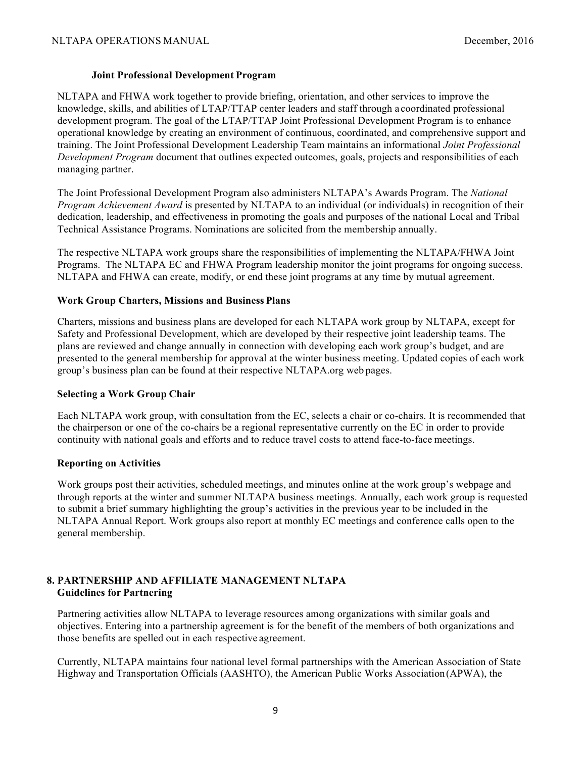### Joint Professional Development Program

NLTAPA and FHWA work together to provide briefing, orientation, and other services to improve the knowledge, skills, and abilities of LTAP/TTAP center leaders and staff through a coordinated professional development program. The goal of the LTAP/TTAP Joint Professional Development Program is to enhance operational knowledge by creating an environment of continuous, coordinated, and comprehensive support and training. The Joint Professional Development Leadership Team maintains an informational *Joint Professional Development Program* document that outlines expected outcomes, goals, projects and responsibilities of each managing partner.

The Joint Professional Development Program also administers NLTAPA's Awards Program. The *National Program Achievement Award* is presented by NLTAPA to an individual (or individuals) in recognition of their dedication, leadership, and effectiveness in promoting the goals and purposes of the national Local and Tribal Technical Assistance Programs. Nominations are solicited from the membership annually.

The respective NLTAPA work groups share the responsibilities of implementing the NLTAPA/FHWA Joint Programs. The NLTAPA EC and FHWA Program leadership monitor the joint programs for ongoing success. NLTAPA and FHWA can create, modify, or end these joint programs at any time by mutual agreement.

### Work Group Charters, Missions and Business Plans

Charters, missions and business plans are developed for each NLTAPA work group by NLTAPA, except for Safety and Professional Development, which are developed by their respective joint leadership teams. The plans are reviewed and change annually in connection with developing each work group's budget, and are presented to the general membership for approval at the winter business meeting. Updated copies of each work group's business plan can be found at their respective NLTAPA.org web pages.

### Selecting a Work Group Chair

Each NLTAPA work group, with consultation from the EC, selects a chair or co-chairs. It is recommended that the chairperson or one of the co-chairs be a regional representative currently on the EC in order to provide continuity with national goals and efforts and to reduce travel costs to attend face-to-face meetings.

### Reporting on Activities

Work groups post their activities, scheduled meetings, and minutes online at the work group's webpage and through reports at the winter and summer NLTAPA business meetings. Annually, each work group is requested to submit a brief summary highlighting the group's activities in the previous year to be included in the NLTAPA Annual Report. Work groups also report at monthly EC meetings and conference calls open to the general membership.

## 8. PARTNERSHIP AND AFFILIATE MANAGEMENT NLTAPA

### Guidelines for Partnering

Partnering activities allow NLTAPA to leverage resources among organizations with similar goals and objectives. Entering into a partnership agreement is for the benefit of the members of both organizations and those benefits are spelled out in each respective agreement.

Currently, NLTAPA maintains four national level formal partnerships with the American Association of State Highway and Transportation Officials (AASHTO), the American Public Works Association (APWA), the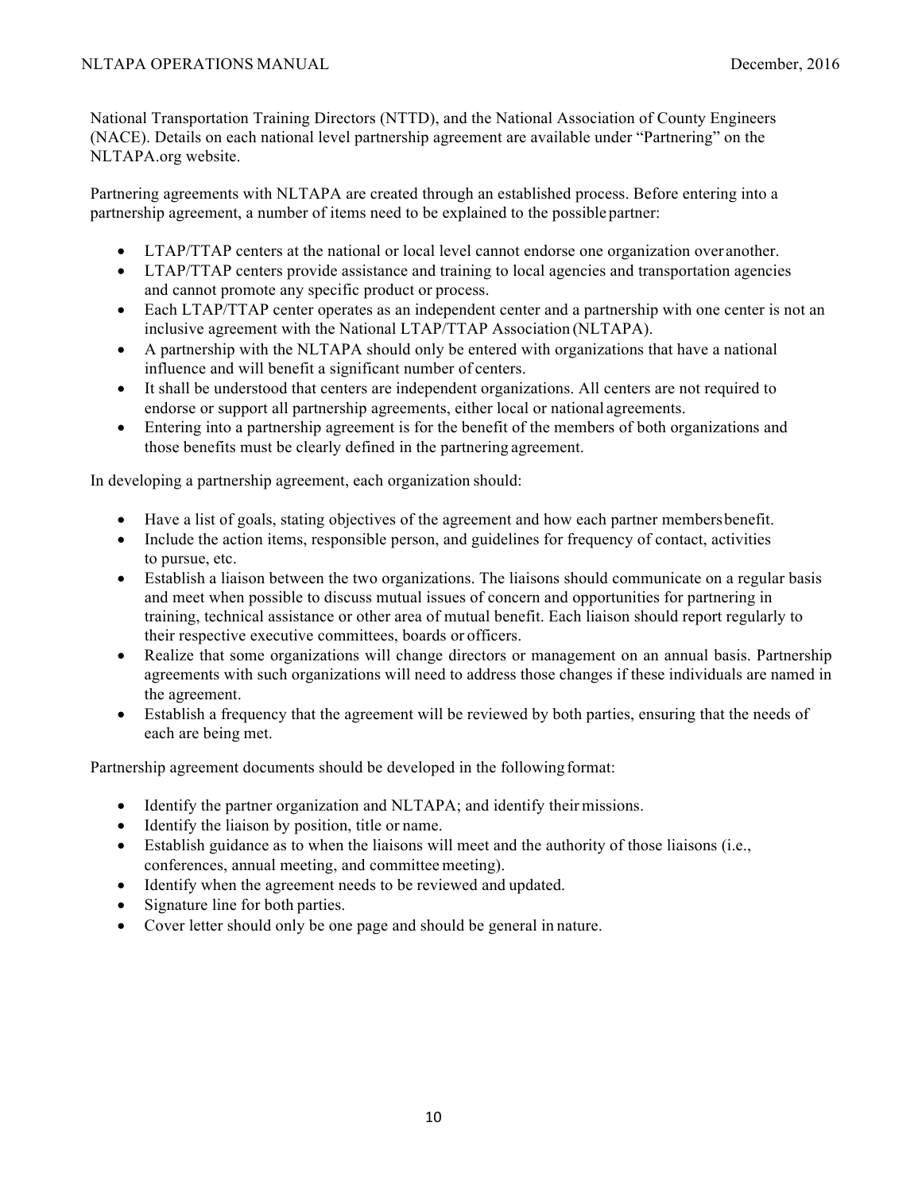National Transportation Training Directors (NTTD), and the National Association of County Engineers (NACE). Details on each national level partnership agreement are available under "Partnering" on the NLTAPA.org website.

Partnering agreements with NLTAPA are created through an established process. Before entering into a partnership agreement, a number of items need to be explained to the possible partner:

- LTAP/TTAP centers at the national or local level cannot endorse one organization over another.
- LTAP/TTAP centers provide assistance and training to local agencies and transportation agencies and cannot promote any specific product or process.
- Each LTAP/TTAP center operates as an independent center and a partnership with one center is not an inclusive agreement with the National LTAP/TTAP Association (NLTAPA).
- A partnership with the NLTAPA should only be entered with organizations that have a national influence and will benefit a significant number of centers.
- It shall be understood that centers are independent organizations. All centers are not required to endorse or support all partnership agreements, either local or national agreements.
- Entering into a partnership agreement is for the benefit of the members of both organizations and those benefits must be clearly defined in the partnering agreement.

In developing a partnership agreement, each organization should:

- Have a list of goals, stating objectives of the agreement and how each partner members benefit.
- Include the action items, responsible person, and guidelines for frequency of contact, activities to pursue, etc.
- Establish a liaison between the two organizations. The liaisons should communicate on a regular basis and meet when possible to discuss mutual issues of concern and opportunities for partnering in training, technical assistance or other area of mutual benefit. Each liaison should report regularly to their respective executive committees, boards or officers.
- Realize that some organizations will change directors or management on an annual basis. Partnership agreements with such organizations will need to address those changes if these individuals are named in the agreement.
- Establish a frequency that the agreement will be reviewed by both parties, ensuring that the needs of each are being met.

Partnership agreement documents should be developed in the following format:

- Identify the partner organization and NLTAPA; and identify their missions.
- Identify the liaison by position, title or name.
- Establish guidance as to when the liaisons will meet and the authority of those liaisons (i.e., conferences, annual meeting, and committee meeting).
- Identify when the agreement needs to be reviewed and updated.
- Signature line for both parties.
- Cover letter should only be one page and should be general in nature.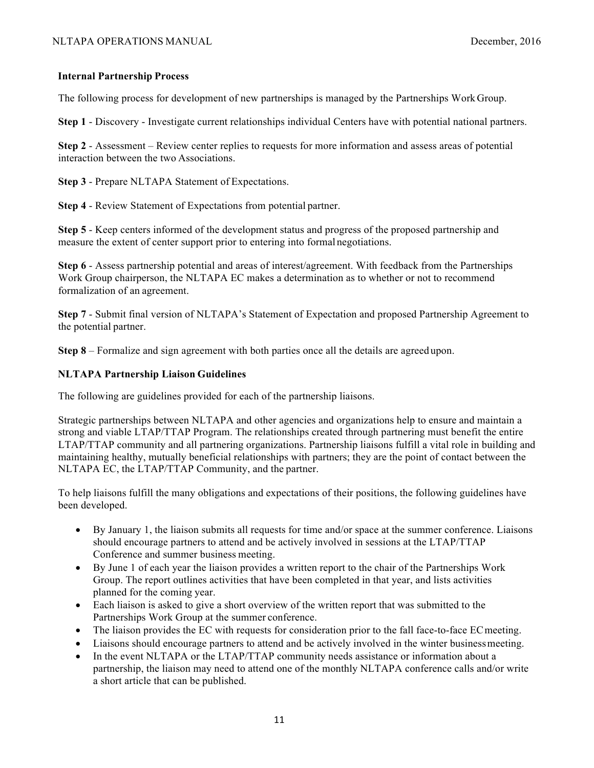**Internal Partnership Process**

The following process for development of new partnerships is managed by the Partnerships Work Group.

**Step 1** - Discovery - Investigate current relationships individual Centers have with potential national partners.

**Step 2** - Assessment – Review center replies to requests for more information and assess areas of potential interaction between the two Associations.

**Step 3** - Prepare NLTAPA Statement of Expectations.

**Step 4** - Review Statement of Expectations from potential partner.

**Step 5** - Keep centers informed of the development status and progress of the proposed partnership and measure the extent of center support prior to entering into formal negotiations.

**Step 6** - Assess partnership potential and areas of interest/agreement. With feedback from the Partnerships Work Group chairperson, the NLTAPA EC makes a determination as to whether or not to recommend formalization of an agreement.

**Step 7** - Submit final version of NLTAPA's Statement of Expectation and proposed Partnership Agreement to the potential partner.

**Step 8** – Formalize and sign agreement with both parties once all the details are agreed upon.

**NLTAPA Partnership Liaison Guidelines**

The following are guidelines provided for each of the partnership liaisons.

Strategic partnerships between NLTAPA and other agencies and organizations help to ensure and maintain a strong and viable LTAP/TTAP Program. The relationships created through partnering must benefit the entire LTAP/TTAP community and all partnering organizations. Partnership liaisons fulfill a vital role in building and maintaining healthy, mutually beneficial relationships with partners; they are the point of contact between the NLTAPA EC, the LTAP/TTAP Community, and the partner.

To help liaisons fulfill the many obligations and expectations of their positions, the following guidelines have been developed.

- By January 1, the liaison submits all requests for time and/or space at the summer conference. Liaisons should encourage partners to attend and be actively involved in sessions at the LTAP/TTAP Conference and summer business meeting.
- By June 1 of each year the liaison provides a written report to the chair of the Partnerships Work Group. The report outlines activities that have been completed in that year, and lists activities planned for the coming year.
- Each liaison is asked to give a short overview of the written report that was submitted to the Partnerships Work Group at the summer conference.
- The liaison provides the EC with requests for consideration prior to the fall face-to-face EC meeting.
- Liaisons should encourage partners to attend and be actively involved in the winter business meeting.
- In the event NLTAPA or the LTAP/TTAP community needs assistance or information about a partnership, the liaison may need to attend one of the monthly NLTAPA conference calls and/or write a short article that can be published.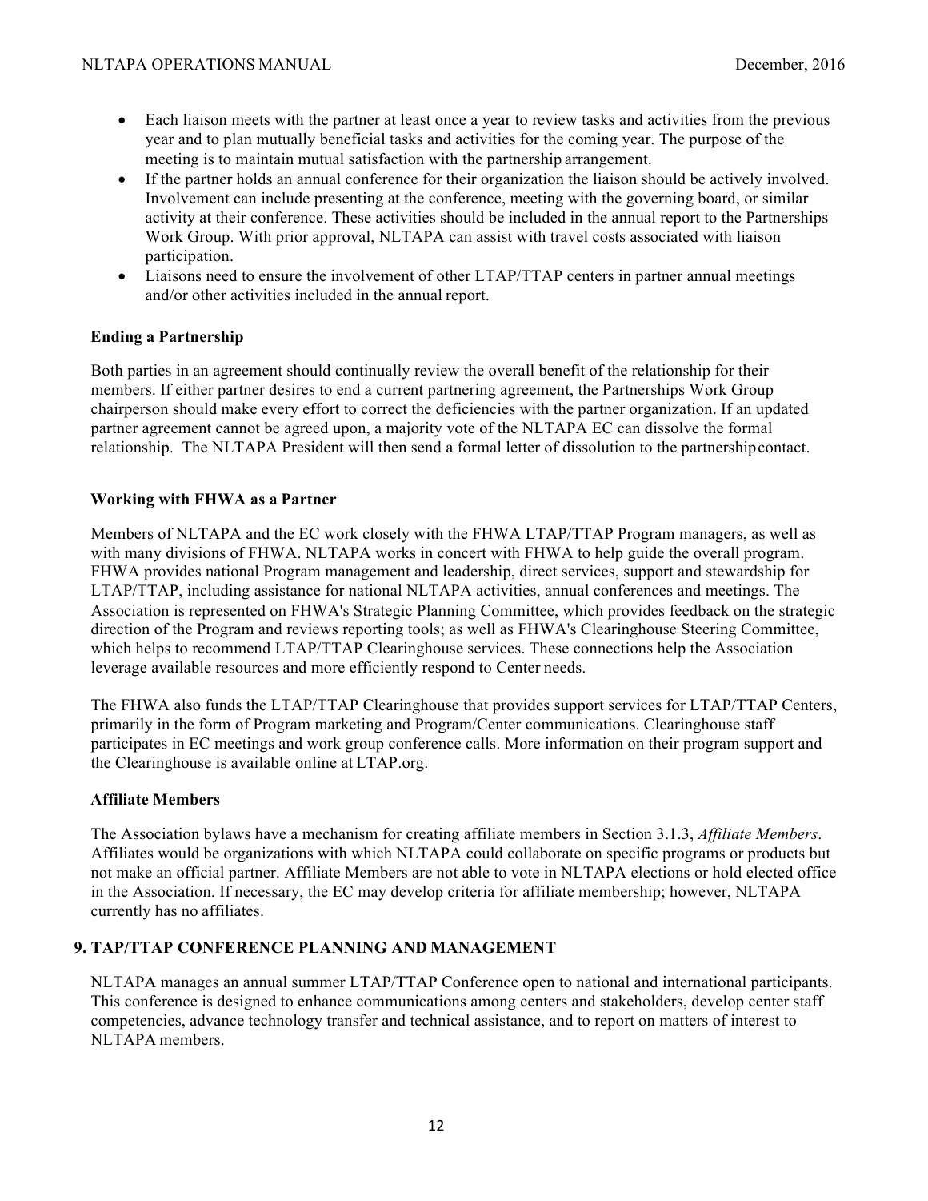- Each liaison meets with the partner at least once a year to review tasks and activities from the previous year and to plan mutually beneficial tasks and activities for the coming year. The purpose of the meeting is to maintain mutual satisfaction with the partnership arrangement.
- If the partner holds an annual conference for their organization the liaison should be actively involved. Involvement can include presenting at the conference, meeting with the governing board, or similar activity at their conference. These activities should be included in the annual report to the Partnerships Work Group. With prior approval, NLTAPA can assist with travel costs associated with liaison participation.
- Liaisons need to ensure the involvement of other LTAP/TTAP centers in partner annual meetings and/or other activities included in the annual report.

### Ending a Partnership

Both parties in an agreement should continually review the overall benefit of the relationship for their members. If either partner desires to end a current partnering agreement, the Partnerships Work Group chairperson should make every effort to correct the deficiencies with the partner organization. If an updated partner agreement cannot be agreed upon, a majority vote of the NLTAPA EC can dissolve the formal relationship. The NLTAPA President will then send a formal letter of dissolution to the partnership contact.

### Working with FHWA as a Partner

Members of NLTAPA and the EC work closely with the FHWA LTAP/TTAP Program managers, as well as with many divisions of FHWA. NLTAPA works in concert with FHWA to help guide the overall program. FHWA provides national Program management and leadership, direct services, support and stewardship for LTAP/TTAP, including assistance for national NLTAPA activities, annual conferences and meetings. The Association is represented on FHWA's Strategic Planning Committee, which provides feedback on the strategic direction of the Program and reviews reporting tools; as well as FHWA's Clearinghouse Steering Committee, which helps to recommend LTAP/TTAP Clearinghouse services. These connections help the Association leverage available resources and more efficiently respond to Center needs.

The FHWA also funds the LTAP/TTAP Clearinghouse that provides support services for LTAP/TTAP Centers, primarily in the form of Program marketing and Program/Center communications. Clearinghouse staff participates in EC meetings and work group conference calls. More information on their program support and the Clearinghouse is available online at LTAP.org.

### Affiliate Members

The Association bylaws have a mechanism for creating affiliate members in Section 3.1.3, *Affiliate Members*. Affiliates would be organizations with which NLTAPA could collaborate on specific programs or products but not make an official partner. Affiliate Members are not able to vote in NLTAPA elections or hold elected office in the Association. If necessary, the EC may develop criteria for affiliate membership; however, NLTAPA currently has no affiliates.

## 9. TAP/TTAP CONFERENCE PLANNING AND MANAGEMENT

NLTAPA manages an annual summer LTAP/TTAP Conference open to national and international participants. This conference is designed to enhance communications among centers and stakeholders, develop center staff competencies, advance technology transfer and technical assistance, and to report on matters of interest to NLTAPA members.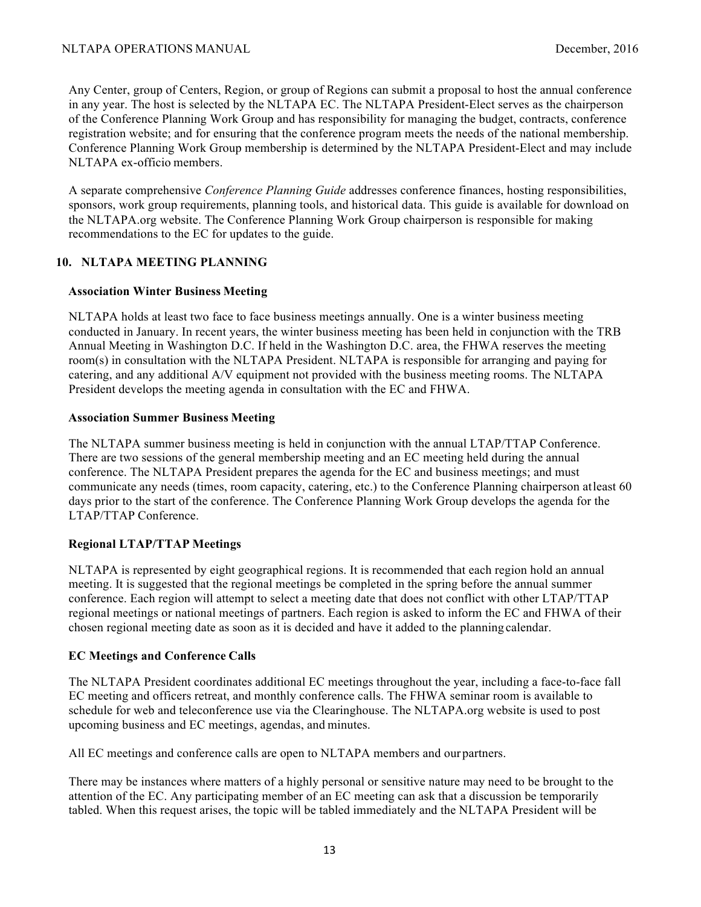Any Center, group of Centers, Region, or group of Regions can submit a proposal to host the annual conference in any year. The host is selected by the NLTAPA EC. The NLTAPA President-Elect serves as the chairperson of the Conference Planning Work Group and has responsibility for managing the budget, contracts, conference registration website; and for ensuring that the conference program meets the needs of the national membership. Conference Planning Work Group membership is determined by the NLTAPA President-Elect and may include NLTAPA ex-officio members.

A separate comprehensive *Conference Planning Guide* addresses conference finances, hosting responsibilities, sponsors, work group requirements, planning tools, and historical data. This guide is available for download on the NLTAPA.org website. The Conference Planning Work Group chairperson is responsible for making recommendations to the EC for updates to the guide.

## 10. NLTAPA MEETING PLANNING

### Association Winter Business Meeting

NLTAPA holds at least two face to face business meetings annually. One is a winter business meeting conducted in January. In recent years, the winter business meeting has been held in conjunction with the TRB Annual Meeting in Washington D.C. If held in the Washington D.C. area, the FHWA reserves the meeting room(s) in consultation with the NLTAPA President. NLTAPA is responsible for arranging and paying for catering, and any additional A/V equipment not provided with the business meeting rooms. The NLTAPA President develops the meeting agenda in consultation with the EC and FHWA.

### Association Summer Business Meeting

The NLTAPA summer business meeting is held in conjunction with the annual LTAP/TTAP Conference. There are two sessions of the general membership meeting and an EC meeting held during the annual conference. The NLTAPA President prepares the agenda for the EC and business meetings; and must communicate any needs (times, room capacity, catering, etc.) to the Conference Planning chairperson at least 60 days prior to the start of the conference. The Conference Planning Work Group develops the agenda for the LTAP/TTAP Conference.

### Regional LTAP/TTAP Meetings

NLTAPA is represented by eight geographical regions. It is recommended that each region hold an annual meeting. It is suggested that the regional meetings be completed in the spring before the annual summer conference. Each region will attempt to select a meeting date that does not conflict with other LTAP/TTAP regional meetings or national meetings of partners. Each region is asked to inform the EC and FHWA of their chosen regional meeting date as soon as it is decided and have it added to the planning calendar.

### EC Meetings and Conference Calls

The NLTAPA President coordinates additional EC meetings throughout the year, including a face-to-face fall EC meeting and officers retreat, and monthly conference calls. The FHWA seminar room is available to schedule for web and teleconference use via the Clearinghouse. The NLTAPA.org website is used to post upcoming business and EC meetings, agendas, and minutes.

All EC meetings and conference calls are open to NLTAPA members and our partners.

There may be instances where matters of a highly personal or sensitive nature may need to be brought to the attention of the EC. Any participating member of an EC meeting can ask that a discussion be temporarily tabled. When this request arises, the topic will be tabled immediately and the NLTAPA President will be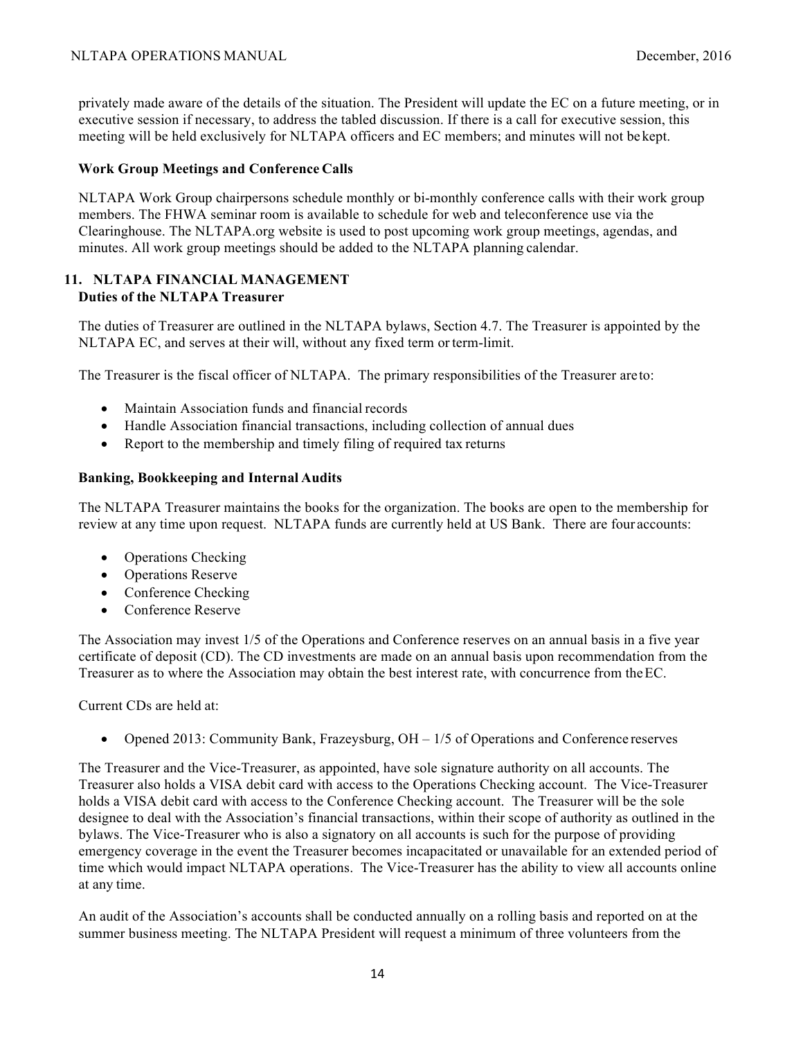privately made aware of the details of the situation. The President will update the EC on a future meeting, or in executive session if necessary, to address the tabled discussion. If there is a call for executive session, this meeting will be held exclusively for NLTAPA officers and EC members; and minutes will not be kept.

### Work Group Meetings and Conference Calls

NLTAPA Work Group chairpersons schedule monthly or bi-monthly conference calls with their work group members. The FHWA seminar room is available to schedule for web and teleconference use via the Clearinghouse. The NLTAPA.org website is used to post upcoming work group meetings, agendas, and minutes. All work group meetings should be added to the NLTAPA planning calendar.

## 11. NLTAPA FINANCIAL MANAGEMENT

### Duties of the NLTAPA Treasurer

The duties of Treasurer are outlined in the NLTAPA bylaws, Section 4.7. The Treasurer is appointed by the NLTAPA EC, and serves at their will, without any fixed term or term-limit.

The Treasurer is the fiscal officer of NLTAPA. The primary responsibilities of the Treasurer are to:

- Maintain Association funds and financial records
- Handle Association financial transactions, including collection of annual dues
- Report to the membership and timely filing of required tax returns

### Banking, Bookkeeping and Internal Audits

The NLTAPA Treasurer maintains the books for the organization. The books are open to the membership for review at any time upon request. NLTAPA funds are currently held at US Bank. There are four accounts:

- Operations Checking
- Operations Reserve
- Conference Checking
- Conference Reserve

The Association may invest 1/5 of the Operations and Conference reserves on an annual basis in a five year certificate of deposit (CD). The CD investments are made on an annual basis upon recommendation from the Treasurer as to where the Association may obtain the best interest rate, with concurrence from the EC.

Current CDs are held at:

- Opened 2013: Community Bank, Frazeysburg, OH – 1/5 of Operations and Conference reserves

The Treasurer and the Vice-Treasurer, as appointed, have sole signature authority on all accounts. The Treasurer also holds a VISA debit card with access to the Operations Checking account. The Vice-Treasurer holds a VISA debit card with access to the Conference Checking account. The Treasurer will be the sole designee to deal with the Association's financial transactions, within their scope of authority as outlined in the bylaws. The Vice-Treasurer who is also a signatory on all accounts is such for the purpose of providing emergency coverage in the event the Treasurer becomes incapacitated or unavailable for an extended period of time which would impact NLTAPA operations. The Vice-Treasurer has the ability to view all accounts online at any time.

An audit of the Association's accounts shall be conducted annually on a rolling basis and reported on at the summer business meeting. The NLTAPA President will request a minimum of three volunteers from the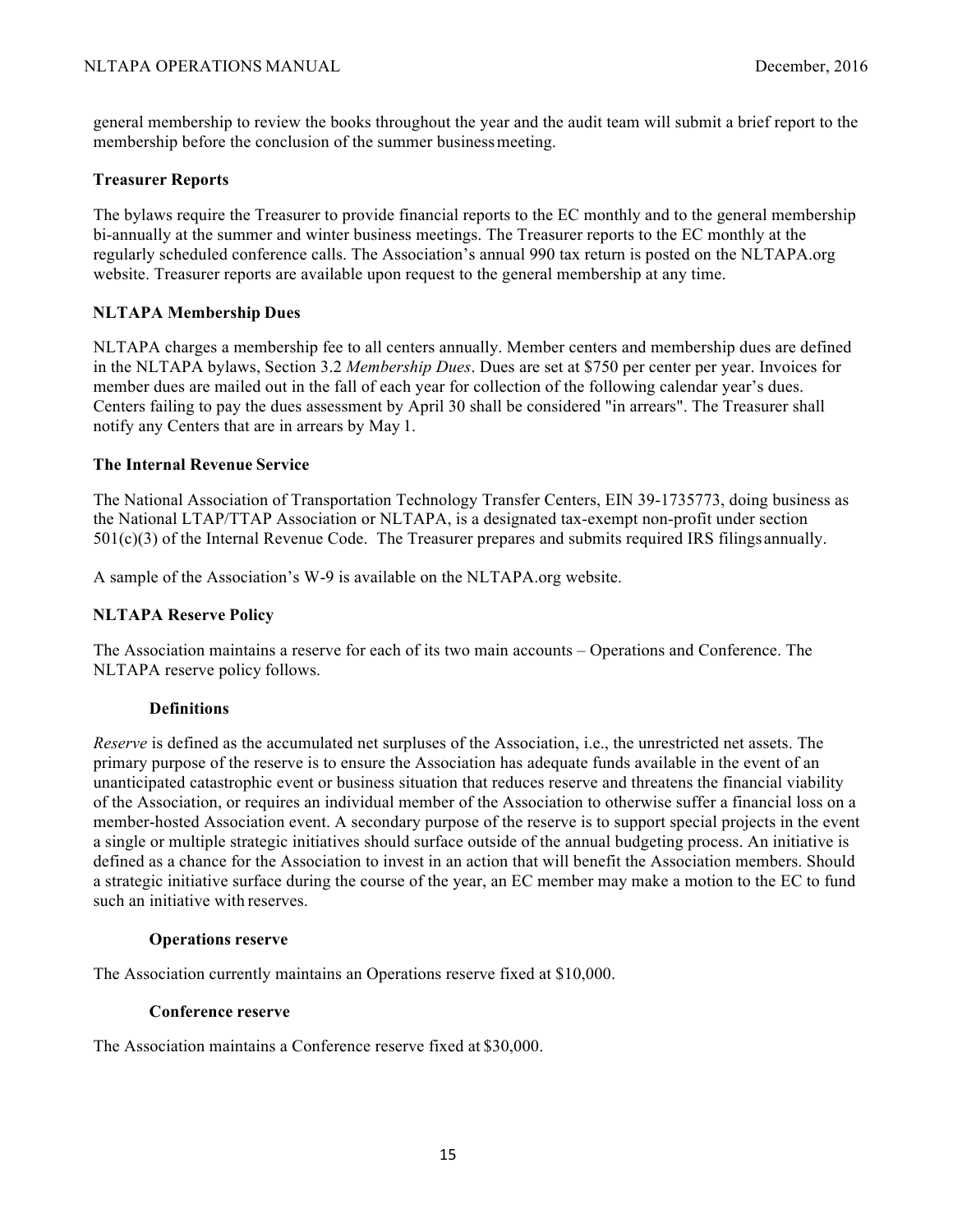general membership to review the books throughout the year and the audit team will submit a brief report to the membership before the conclusion of the summer business meeting.

### Treasurer Reports

The bylaws require the Treasurer to provide financial reports to the EC monthly and to the general membership bi-annually at the summer and winter business meetings. The Treasurer reports to the EC monthly at the regularly scheduled conference calls. The Association's annual 990 tax return is posted on the NLTAPA.org website. Treasurer reports are available upon request to the general membership at any time.

### NLTAPA Membership Dues

NLTAPA charges a membership fee to all centers annually. Member centers and membership dues are defined in the NLTAPA bylaws, Section 3.2 *Membership Dues*. Dues are set at $750 per center per year. Invoices for member dues are mailed out in the fall of each year for collection of the following calendar year's dues. Centers failing to pay the dues assessment by April 30 shall be considered "in arrears". The Treasurer shall notify any Centers that are in arrears by May 1.

### The Internal Revenue Service

The National Association of Transportation Technology Transfer Centers, EIN 39-1735773, doing business as the National LTAP/TTAP Association or NLTAPA, is a designated tax-exempt non-profit under section 501(c)(3) of the Internal Revenue Code. The Treasurer prepares and submits required IRS filings annually.

A sample of the Association's W-9 is available on the NLTAPA.org website.

### NLTAPA Reserve Policy

The Association maintains a reserve for each of its two main accounts – Operations and Conference. The NLTAPA reserve policy follows.

#### Definitions

*Reserve* is defined as the accumulated net surpluses of the Association, i.e., the unrestricted net assets. The primary purpose of the reserve is to ensure the Association has adequate funds available in the event of an unanticipated catastrophic event or business situation that reduces reserve and threatens the financial viability of the Association, or requires an individual member of the Association to otherwise suffer a financial loss on a member-hosted Association event. A secondary purpose of the reserve is to support special projects in the event a single or multiple strategic initiatives should surface outside of the annual budgeting process. An initiative is defined as a chance for the Association to invest in an action that will benefit the Association members. Should a strategic initiative surface during the course of the year, an EC member may make a motion to the EC to fund such an initiative with reserves.

#### Operations reserve

The Association currently maintains an Operations reserve fixed at $10,000.

#### Conference reserve

The Association maintains a Conference reserve fixed at $30,000.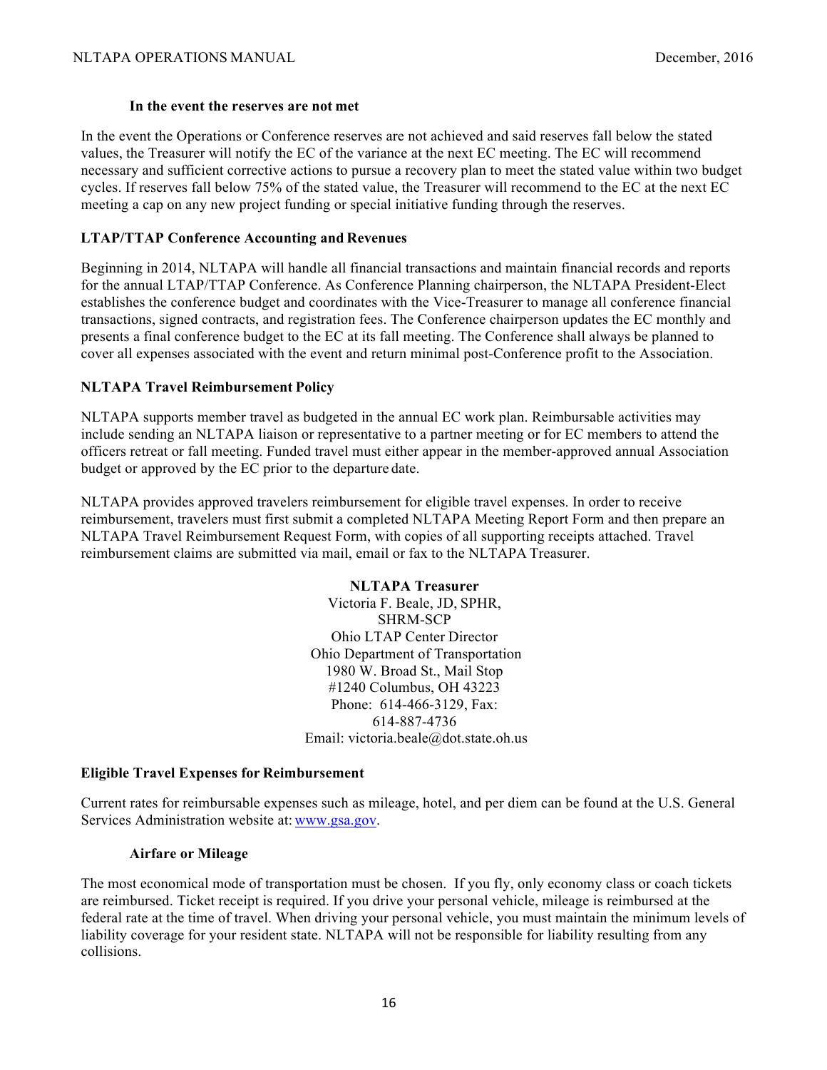#### In the event the reserves are not met

In the event the Operations or Conference reserves are not achieved and said reserves fall below the stated values, the Treasurer will notify the EC of the variance at the next EC meeting. The EC will recommend necessary and sufficient corrective actions to pursue a recovery plan to meet the stated value within two budget cycles. If reserves fall below 75% of the stated value, the Treasurer will recommend to the EC at the next EC meeting a cap on any new project funding or special initiative funding through the reserves.

### LTAP/TTAP Conference Accounting and Revenues

Beginning in 2014, NLTAPA will handle all financial transactions and maintain financial records and reports for the annual LTAP/TTAP Conference. As Conference Planning chairperson, the NLTAPA President-Elect establishes the conference budget and coordinates with the Vice-Treasurer to manage all conference financial transactions, signed contracts, and registration fees. The Conference chairperson updates the EC monthly and presents a final conference budget to the EC at its fall meeting. The Conference shall always be planned to cover all expenses associated with the event and return minimal post-Conference profit to the Association.

### NLTAPA Travel Reimbursement Policy

NLTAPA supports member travel as budgeted in the annual EC work plan. Reimbursable activities may include sending an NLTAPA liaison or representative to a partner meeting or for EC members to attend the officers retreat or fall meeting. Funded travel must either appear in the member-approved annual Association budget or approved by the EC prior to the departure date.

NLTAPA provides approved travelers reimbursement for eligible travel expenses. In order to receive reimbursement, travelers must first submit a completed NLTAPA Meeting Report Form and then prepare an NLTAPA Travel Reimbursement Request Form, with copies of all supporting receipts attached. Travel reimbursement claims are submitted via mail, email or fax to the NLTAPA Treasurer.

**NLTAPA Treasurer**
Victoria F. Beale, JD, SPHR, SHRM-SCP
Ohio LTAP Center Director
Ohio Department of Transportation
1980 W. Broad St., Mail Stop #1240 Columbus, OH 43223
Phone: 614-466-3129, Fax: 614-887-4736
Email: victoria.beale@dot.state.oh.us

### Eligible Travel Expenses for Reimbursement

Current rates for reimbursable expenses such as mileage, hotel, and per diem can be found at the U.S. General Services Administration website at: www.gsa.gov.

#### Airfare or Mileage

The most economical mode of transportation must be chosen. If you fly, only economy class or coach tickets are reimbursed. Ticket receipt is required. If you drive your personal vehicle, mileage is reimbursed at the federal rate at the time of travel. When driving your personal vehicle, you must maintain the minimum levels of liability coverage for your resident state. NLTAPA will not be responsible for liability resulting from any collisions.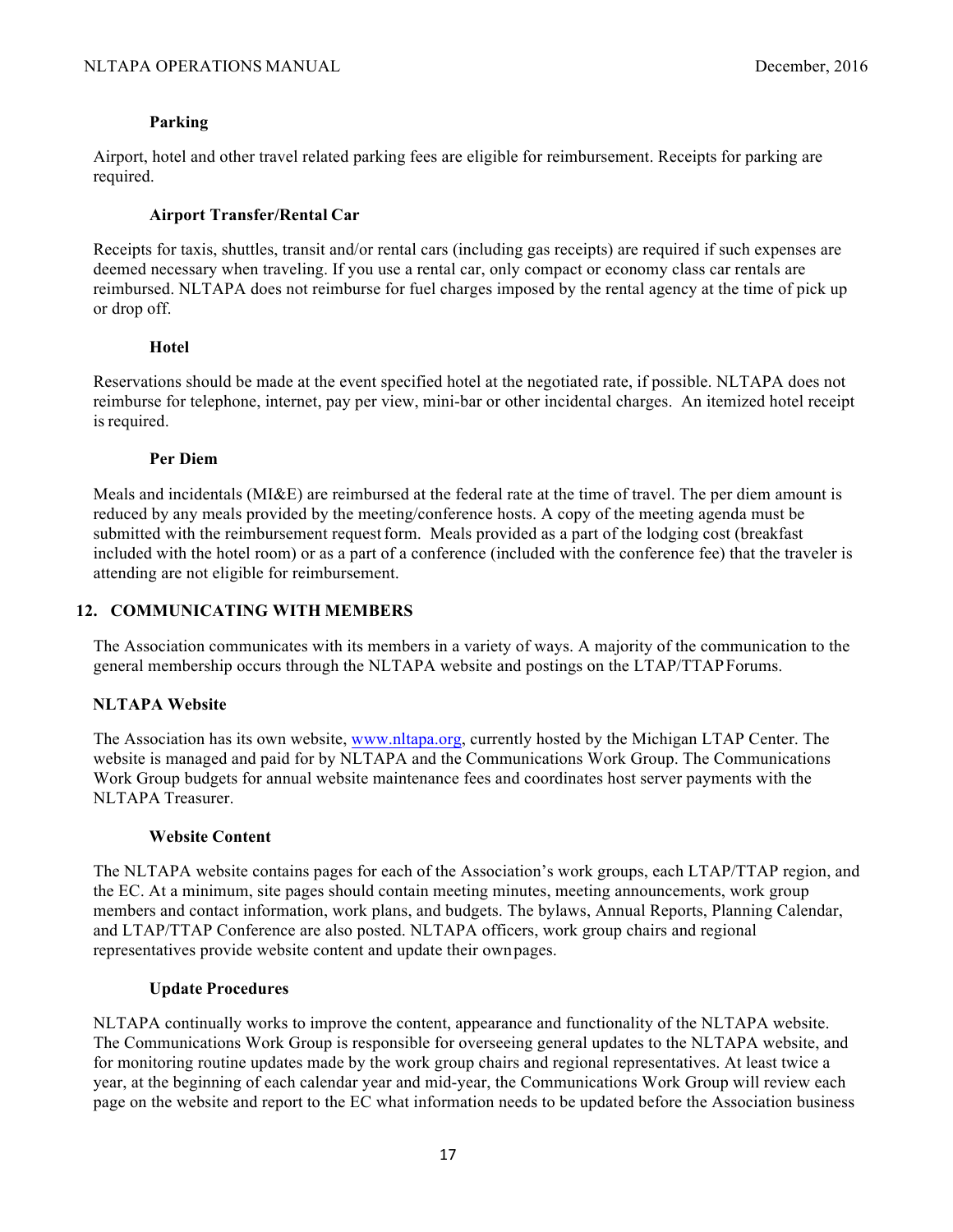#### Parking

Airport, hotel and other travel related parking fees are eligible for reimbursement. Receipts for parking are required.

#### Airport Transfer/Rental Car

Receipts for taxis, shuttles, transit and/or rental cars (including gas receipts) are required if such expenses are deemed necessary when traveling. If you use a rental car, only compact or economy class car rentals are reimbursed. NLTAPA does not reimburse for fuel charges imposed by the rental agency at the time of pick up or drop off.

#### Hotel

Reservations should be made at the event specified hotel at the negotiated rate, if possible. NLTAPA does not reimburse for telephone, internet, pay per view, mini-bar or other incidental charges. An itemized hotel receipt is required.

#### Per Diem

Meals and incidentals (MI&E) are reimbursed at the federal rate at the time of travel. The per diem amount is reduced by any meals provided by the meeting/conference hosts. A copy of the meeting agenda must be submitted with the reimbursement request form. Meals provided as a part of the lodging cost (breakfast included with the hotel room) or as a part of a conference (included with the conference fee) that the traveler is attending are not eligible for reimbursement.

## 12. COMMUNICATING WITH MEMBERS

The Association communicates with its members in a variety of ways. A majority of the communication to the general membership occurs through the NLTAPA website and postings on the LTAP/TTAP Forums.

### NLTAPA Website

The Association has its own website, [www.nltapa.org](http://www.nltapa.org), currently hosted by the Michigan LTAP Center. The website is managed and paid for by NLTAPA and the Communications Work Group. The Communications Work Group budgets for annual website maintenance fees and coordinates host server payments with the NLTAPA Treasurer.

#### Website Content

The NLTAPA website contains pages for each of the Association's work groups, each LTAP/TTAP region, and the EC. At a minimum, site pages should contain meeting minutes, meeting announcements, work group members and contact information, work plans, and budgets. The bylaws, Annual Reports, Planning Calendar, and LTAP/TTAP Conference are also posted. NLTAPA officers, work group chairs and regional representatives provide website content and update their own pages.

#### Update Procedures

NLTAPA continually works to improve the content, appearance and functionality of the NLTAPA website. The Communications Work Group is responsible for overseeing general updates to the NLTAPA website, and for monitoring routine updates made by the work group chairs and regional representatives. At least twice a year, at the beginning of each calendar year and mid-year, the Communications Work Group will review each page on the website and report to the EC what information needs to be updated before the Association business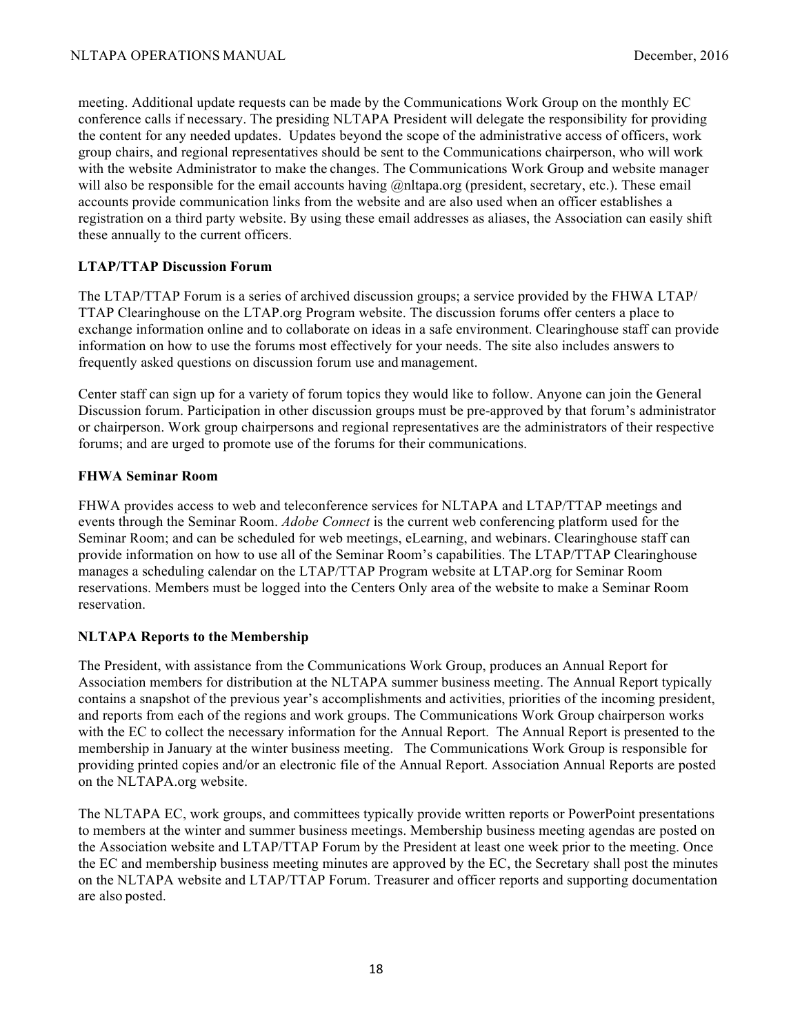meeting. Additional update requests can be made by the Communications Work Group on the monthly EC conference calls if necessary. The presiding NLTAPA President will delegate the responsibility for providing the content for any needed updates. Updates beyond the scope of the administrative access of officers, work group chairs, and regional representatives should be sent to the Communications chairperson, who will work with the website Administrator to make the changes. The Communications Work Group and website manager will also be responsible for the email accounts having @nltapa.org (president, secretary, etc.). These email accounts provide communication links from the website and are also used when an officer establishes a registration on a third party website. By using these email addresses as aliases, the Association can easily shift these annually to the current officers.

**LTAP/TTAP Discussion Forum**

The LTAP/TTAP Forum is a series of archived discussion groups; a service provided by the FHWA LTAP/ TTAP Clearinghouse on the LTAP.org Program website. The discussion forums offer centers a place to exchange information online and to collaborate on ideas in a safe environment. Clearinghouse staff can provide information on how to use the forums most effectively for your needs. The site also includes answers to frequently asked questions on discussion forum use and management.

Center staff can sign up for a variety of forum topics they would like to follow. Anyone can join the General Discussion forum. Participation in other discussion groups must be pre-approved by that forum's administrator or chairperson. Work group chairpersons and regional representatives are the administrators of their respective forums; and are urged to promote use of the forums for their communications.

**FHWA Seminar Room**

FHWA provides access to web and teleconference services for NLTAPA and LTAP/TTAP meetings and events through the Seminar Room. *Adobe Connect* is the current web conferencing platform used for the Seminar Room; and can be scheduled for web meetings, eLearning, and webinars. Clearinghouse staff can provide information on how to use all of the Seminar Room's capabilities. The LTAP/TTAP Clearinghouse manages a scheduling calendar on the LTAP/TTAP Program website at LTAP.org for Seminar Room reservations. Members must be logged into the Centers Only area of the website to make a Seminar Room reservation.

**NLTAPA Reports to the Membership**

The President, with assistance from the Communications Work Group, produces an Annual Report for Association members for distribution at the NLTAPA summer business meeting. The Annual Report typically contains a snapshot of the previous year's accomplishments and activities, priorities of the incoming president, and reports from each of the regions and work groups. The Communications Work Group chairperson works with the EC to collect the necessary information for the Annual Report. The Annual Report is presented to the membership in January at the winter business meeting. The Communications Work Group is responsible for providing printed copies and/or an electronic file of the Annual Report. Association Annual Reports are posted on the NLTAPA.org website.

The NLTAPA EC, work groups, and committees typically provide written reports or PowerPoint presentations to members at the winter and summer business meetings. Membership business meeting agendas are posted on the Association website and LTAP/TTAP Forum by the President at least one week prior to the meeting. Once the EC and membership business meeting minutes are approved by the EC, the Secretary shall post the minutes on the NLTAPA website and LTAP/TTAP Forum. Treasurer and officer reports and supporting documentation are also posted.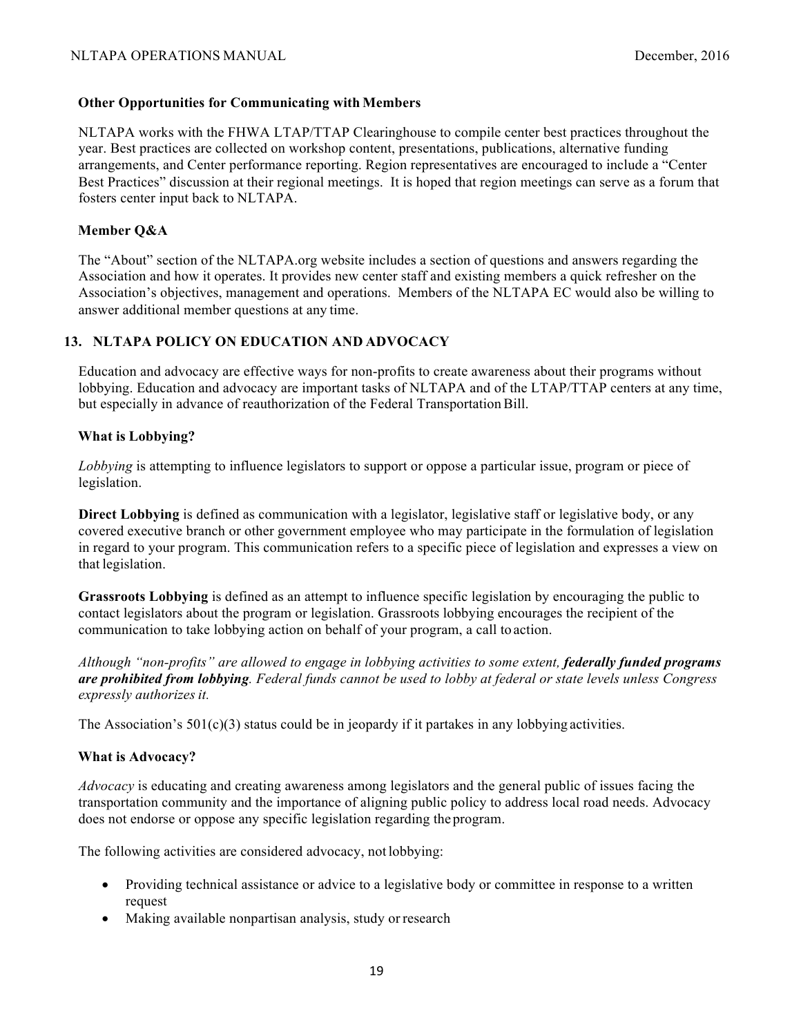### Other Opportunities for Communicating with Members

NLTAPA works with the FHWA LTAP/TTAP Clearinghouse to compile center best practices throughout the year. Best practices are collected on workshop content, presentations, publications, alternative funding arrangements, and Center performance reporting. Region representatives are encouraged to include a "Center Best Practices" discussion at their regional meetings. It is hoped that region meetings can serve as a forum that fosters center input back to NLTAPA.

### Member Q&A

The "About" section of the NLTAPA.org website includes a section of questions and answers regarding the Association and how it operates. It provides new center staff and existing members a quick refresher on the Association's objectives, management and operations. Members of the NLTAPA EC would also be willing to answer additional member questions at any time.

## 13. NLTAPA POLICY ON EDUCATION AND ADVOCACY

Education and advocacy are effective ways for non-profits to create awareness about their programs without lobbying. Education and advocacy are important tasks of NLTAPA and of the LTAP/TTAP centers at any time, but especially in advance of reauthorization of the Federal Transportation Bill.

### What is Lobbying?

*Lobbying* is attempting to influence legislators to support or oppose a particular issue, program or piece of legislation.

**Direct Lobbying** is defined as communication with a legislator, legislative staff or legislative body, or any covered executive branch or other government employee who may participate in the formulation of legislation in regard to your program. This communication refers to a specific piece of legislation and expresses a view on that legislation.

**Grassroots Lobbying** is defined as an attempt to influence specific legislation by encouraging the public to contact legislators about the program or legislation. Grassroots lobbying encourages the recipient of the communication to take lobbying action on behalf of your program, a call to action.

*Although "non-profits" are allowed to engage in lobbying activities to some extent,* ***federally funded programs are prohibited from lobbying****. Federal funds cannot be used to lobby at federal or state levels unless Congress expressly authorizes it.*

The Association's 501(c)(3) status could be in jeopardy if it partakes in any lobbying activities.

### What is Advocacy?

*Advocacy* is educating and creating awareness among legislators and the general public of issues facing the transportation community and the importance of aligning public policy to address local road needs. Advocacy does not endorse or oppose any specific legislation regarding the program.

The following activities are considered advocacy, not lobbying:

- Providing technical assistance or advice to a legislative body or committee in response to a written request
- Making available nonpartisan analysis, study or research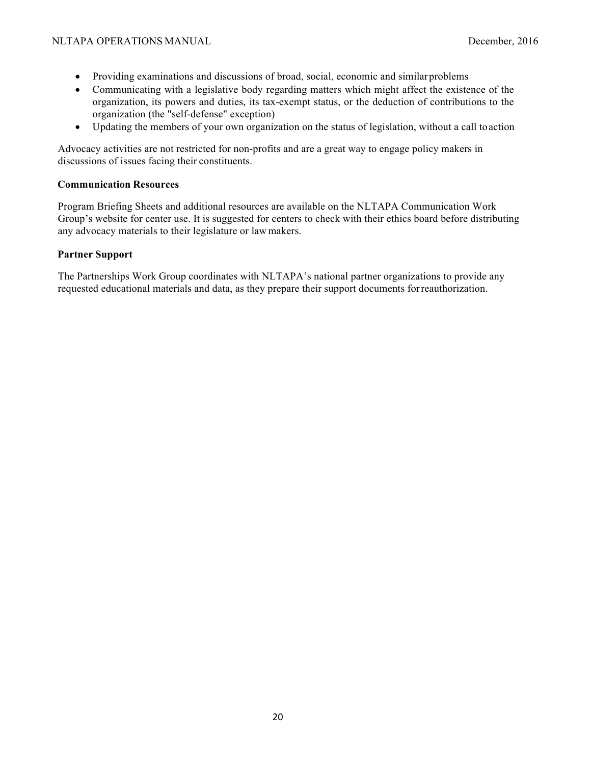- Providing examinations and discussions of broad, social, economic and similar problems
- Communicating with a legislative body regarding matters which might affect the existence of the organization, its powers and duties, its tax-exempt status, or the deduction of contributions to the organization (the "self-defense" exception)
- Updating the members of your own organization on the status of legislation, without a call to action

Advocacy activities are not restricted for non-profits and are a great way to engage policy makers in discussions of issues facing their constituents.

**Communication Resources**

Program Briefing Sheets and additional resources are available on the NLTAPA Communication Work Group's website for center use. It is suggested for centers to check with their ethics board before distributing any advocacy materials to their legislature or law makers.

**Partner Support**

The Partnerships Work Group coordinates with NLTAPA's national partner organizations to provide any requested educational materials and data, as they prepare their support documents for reauthorization.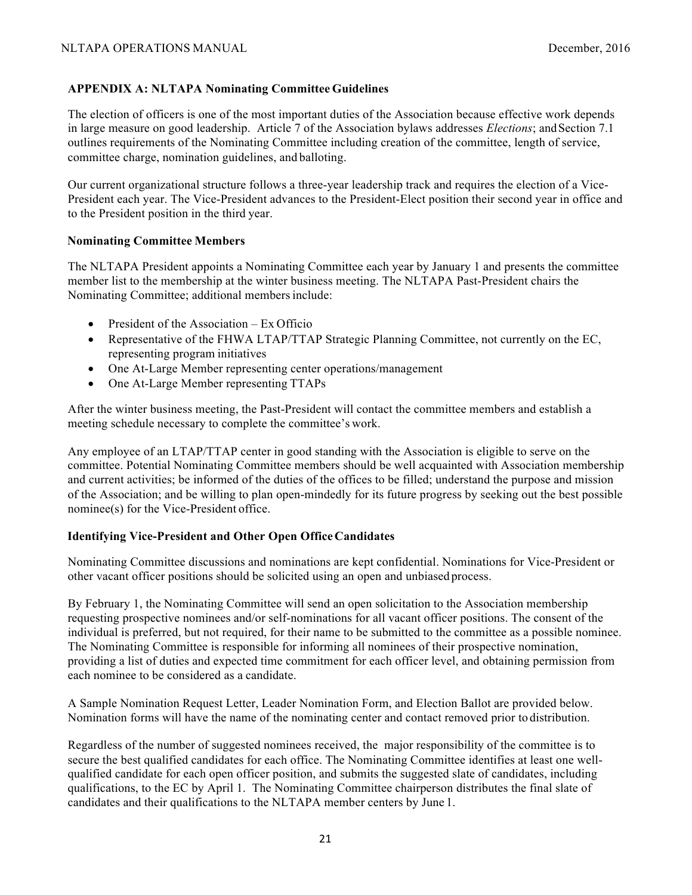## APPENDIX A: NLTAPA Nominating Committee Guidelines

The election of officers is one of the most important duties of the Association because effective work depends in large measure on good leadership. Article 7 of the Association bylaws addresses *Elections*; and Section 7.1 outlines requirements of the Nominating Committee including creation of the committee, length of service, committee charge, nomination guidelines, and balloting.

Our current organizational structure follows a three-year leadership track and requires the election of a Vice-President each year. The Vice-President advances to the President-Elect position their second year in office and to the President position in the third year.

### Nominating Committee Members

The NLTAPA President appoints a Nominating Committee each year by January 1 and presents the committee member list to the membership at the winter business meeting. The NLTAPA Past-President chairs the Nominating Committee; additional members include:

- President of the Association – Ex Officio
- Representative of the FHWA LTAP/TTAP Strategic Planning Committee, not currently on the EC, representing program initiatives
- One At-Large Member representing center operations/management
- One At-Large Member representing TTAPs

After the winter business meeting, the Past-President will contact the committee members and establish a meeting schedule necessary to complete the committee's work.

Any employee of an LTAP/TTAP center in good standing with the Association is eligible to serve on the committee. Potential Nominating Committee members should be well acquainted with Association membership and current activities; be informed of the duties of the offices to be filled; understand the purpose and mission of the Association; and be willing to plan open-mindedly for its future progress by seeking out the best possible nominee(s) for the Vice-President office.

### Identifying Vice-President and Other Open Office Candidates

Nominating Committee discussions and nominations are kept confidential. Nominations for Vice-President or other vacant officer positions should be solicited using an open and unbiased process.

By February 1, the Nominating Committee will send an open solicitation to the Association membership requesting prospective nominees and/or self-nominations for all vacant officer positions. The consent of the individual is preferred, but not required, for their name to be submitted to the committee as a possible nominee. The Nominating Committee is responsible for informing all nominees of their prospective nomination, providing a list of duties and expected time commitment for each officer level, and obtaining permission from each nominee to be considered as a candidate.

A Sample Nomination Request Letter, Leader Nomination Form, and Election Ballot are provided below. Nomination forms will have the name of the nominating center and contact removed prior to distribution.

Regardless of the number of suggested nominees received, the major responsibility of the committee is to secure the best qualified candidates for each office. The Nominating Committee identifies at least one well-qualified candidate for each open officer position, and submits the suggested slate of candidates, including qualifications, to the EC by April 1. The Nominating Committee chairperson distributes the final slate of candidates and their qualifications to the NLTAPA member centers by June 1.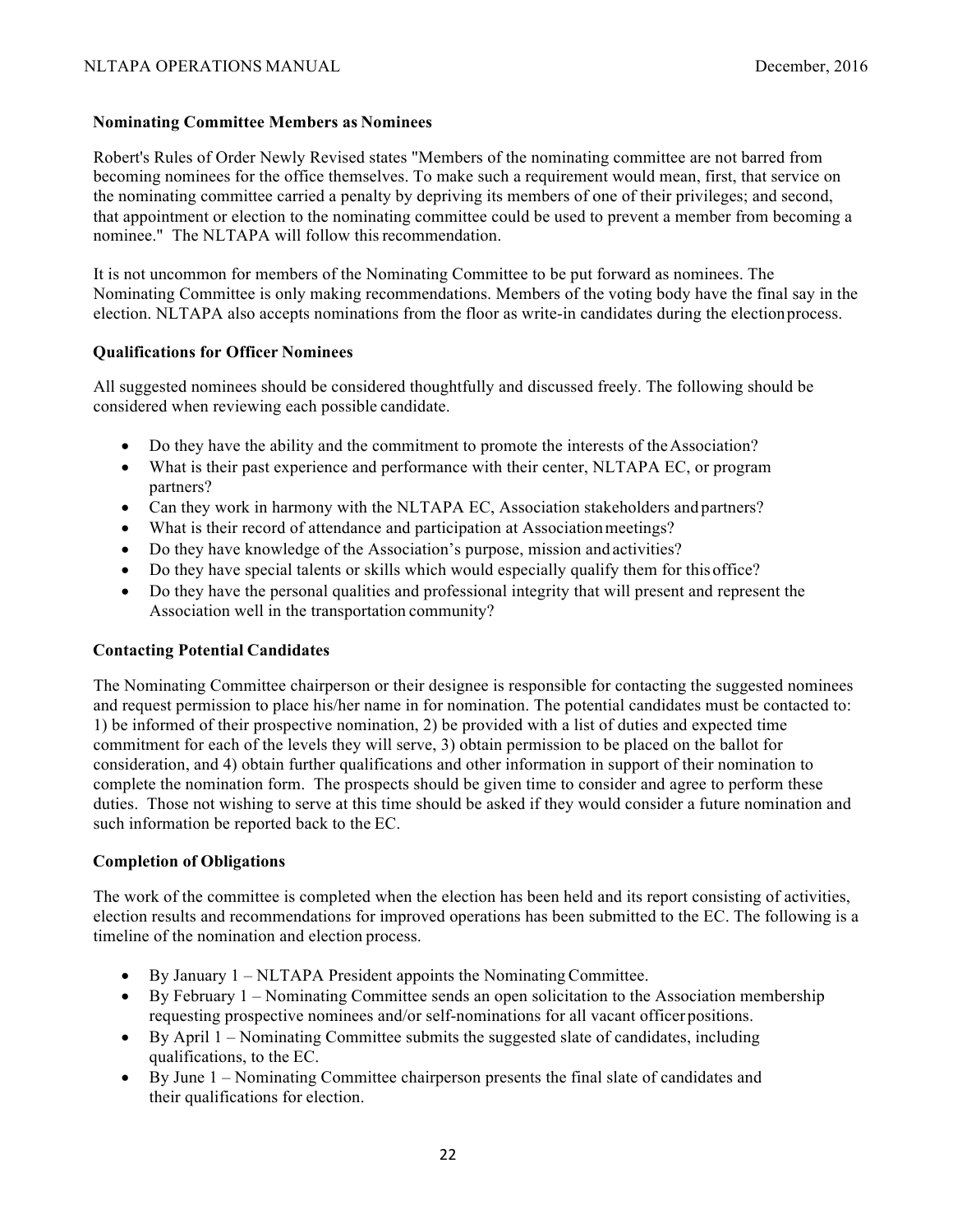**Nominating Committee Members as Nominees**

Robert's Rules of Order Newly Revised states "Members of the nominating committee are not barred from becoming nominees for the office themselves. To make such a requirement would mean, first, that service on the nominating committee carried a penalty by depriving its members of one of their privileges; and second, that appointment or election to the nominating committee could be used to prevent a member from becoming a nominee." The NLTAPA will follow this recommendation.

It is not uncommon for members of the Nominating Committee to be put forward as nominees. The Nominating Committee is only making recommendations. Members of the voting body have the final say in the election. NLTAPA also accepts nominations from the floor as write-in candidates during the election process.

**Qualifications for Officer Nominees**

All suggested nominees should be considered thoughtfully and discussed freely. The following should be considered when reviewing each possible candidate.

- Do they have the ability and the commitment to promote the interests of the Association?
- What is their past experience and performance with their center, NLTAPA EC, or program partners?
- Can they work in harmony with the NLTAPA EC, Association stakeholders and partners?
- What is their record of attendance and participation at Association meetings?
- Do they have knowledge of the Association's purpose, mission and activities?
- Do they have special talents or skills which would especially qualify them for this office?
- Do they have the personal qualities and professional integrity that will present and represent the Association well in the transportation community?

**Contacting Potential Candidates**

The Nominating Committee chairperson or their designee is responsible for contacting the suggested nominees and request permission to place his/her name in for nomination. The potential candidates must be contacted to: 1) be informed of their prospective nomination, 2) be provided with a list of duties and expected time commitment for each of the levels they will serve, 3) obtain permission to be placed on the ballot for consideration, and 4) obtain further qualifications and other information in support of their nomination to complete the nomination form. The prospects should be given time to consider and agree to perform these duties. Those not wishing to serve at this time should be asked if they would consider a future nomination and such information be reported back to the EC.

**Completion of Obligations**

The work of the committee is completed when the election has been held and its report consisting of activities, election results and recommendations for improved operations has been submitted to the EC. The following is a timeline of the nomination and election process.

- By January 1 – NLTAPA President appoints the Nominating Committee.
- By February 1 – Nominating Committee sends an open solicitation to the Association membership requesting prospective nominees and/or self-nominations for all vacant officer positions.
- By April 1 – Nominating Committee submits the suggested slate of candidates, including qualifications, to the EC.
- By June 1 – Nominating Committee chairperson presents the final slate of candidates and their qualifications for election.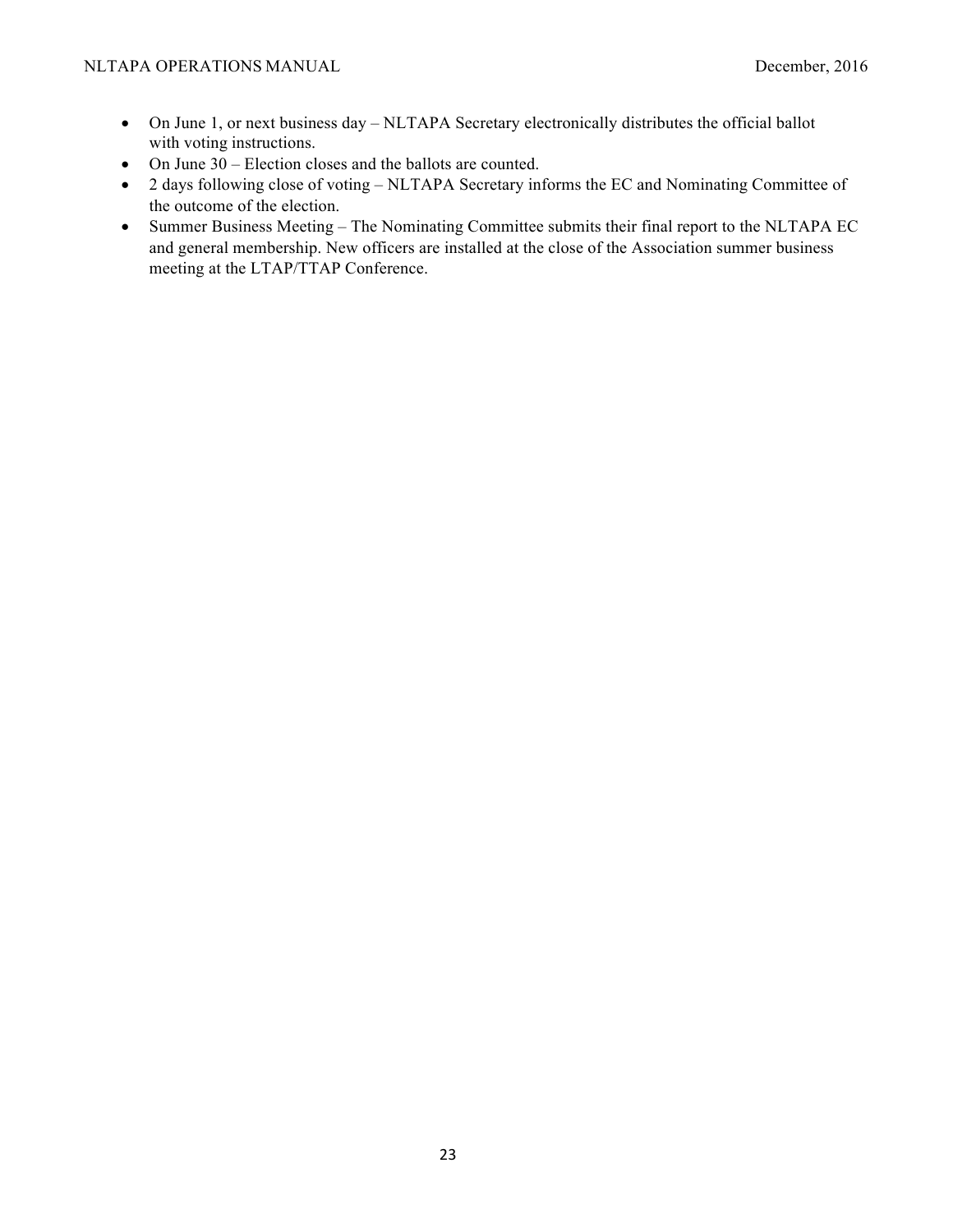- On June 1, or next business day – NLTAPA Secretary electronically distributes the official ballot with voting instructions.
- On June 30 – Election closes and the ballots are counted.
- 2 days following close of voting – NLTAPA Secretary informs the EC and Nominating Committee of the outcome of the election.
- Summer Business Meeting – The Nominating Committee submits their final report to the NLTAPA EC and general membership. New officers are installed at the close of the Association summer business meeting at the LTAP/TTAP Conference.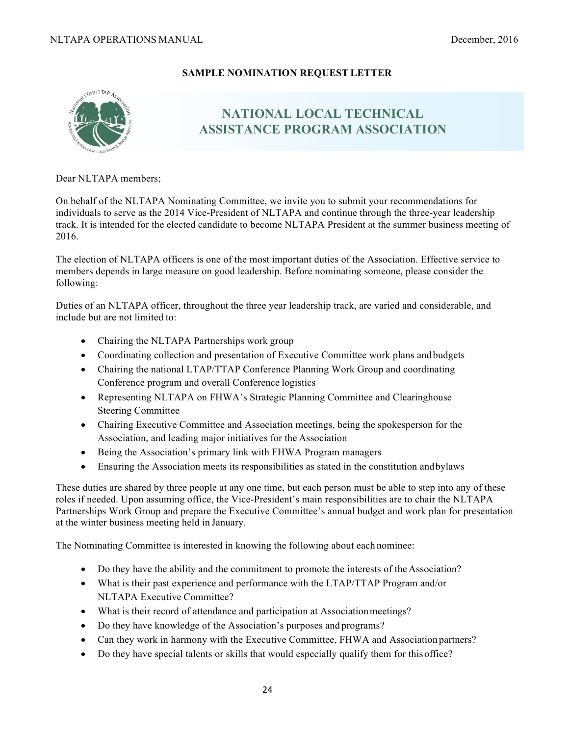**SAMPLE NOMINATION REQUEST LETTER**

## NATIONAL LOCAL TECHNICAL ASSISTANCE PROGRAM ASSOCIATION

Dear NLTAPA members;

On behalf of the NLTAPA Nominating Committee, we invite you to submit your recommendations for individuals to serve as the 2014 Vice-President of NLTAPA and continue through the three-year leadership track. It is intended for the elected candidate to become NLTAPA President at the summer business meeting of 2016.

The election of NLTAPA officers is one of the most important duties of the Association. Effective service to members depends in large measure on good leadership. Before nominating someone, please consider the following:

Duties of an NLTAPA officer, throughout the three year leadership track, are varied and considerable, and include but are not limited to:

- Chairing the NLTAPA Partnerships work group
- Coordinating collection and presentation of Executive Committee work plans and budgets
- Chairing the national LTAP/TTAP Conference Planning Work Group and coordinating Conference program and overall Conference logistics
- Representing NLTAPA on FHWA's Strategic Planning Committee and Clearinghouse Steering Committee
- Chairing Executive Committee and Association meetings, being the spokesperson for the Association, and leading major initiatives for the Association
- Being the Association's primary link with FHWA Program managers
- Ensuring the Association meets its responsibilities as stated in the constitution and bylaws

These duties are shared by three people at any one time, but each person must be able to step into any of these roles if needed. Upon assuming office, the Vice-President's main responsibilities are to chair the NLTAPA Partnerships Work Group and prepare the Executive Committee's annual budget and work plan for presentation at the winter business meeting held in January.

The Nominating Committee is interested in knowing the following about each nominee:

- Do they have the ability and the commitment to promote the interests of the Association?
- What is their past experience and performance with the LTAP/TTAP Program and/or NLTAPA Executive Committee?
- What is their record of attendance and participation at Association meetings?
- Do they have knowledge of the Association's purposes and programs?
- Can they work in harmony with the Executive Committee, FHWA and Association partners?
- Do they have special talents or skills that would especially qualify them for this office?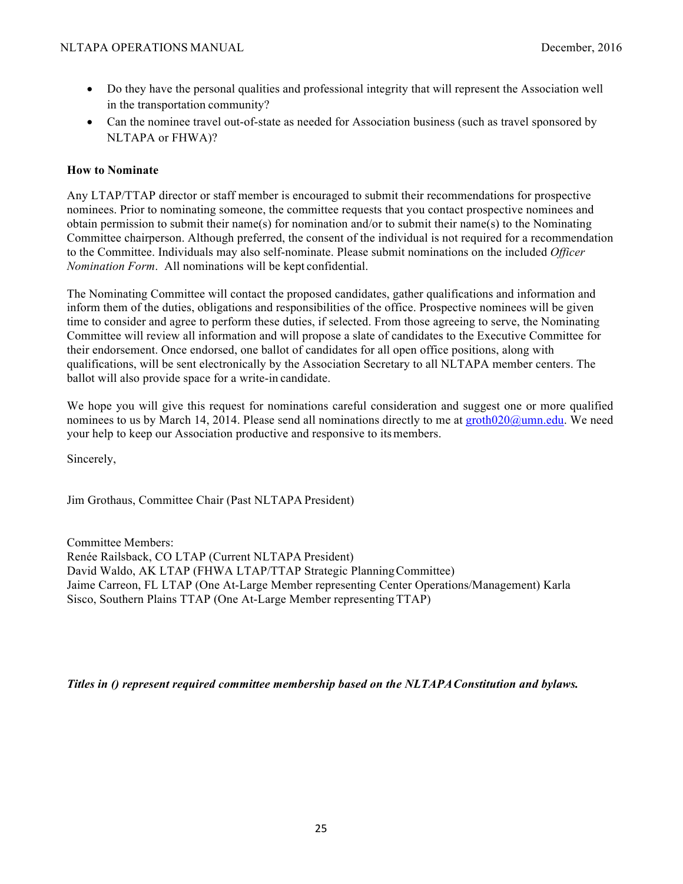- Do they have the personal qualities and professional integrity that will represent the Association well in the transportation community?
- Can the nominee travel out-of-state as needed for Association business (such as travel sponsored by NLTAPA or FHWA)?

**How to Nominate**

Any LTAP/TTAP director or staff member is encouraged to submit their recommendations for prospective nominees. Prior to nominating someone, the committee requests that you contact prospective nominees and obtain permission to submit their name(s) for nomination and/or to submit their name(s) to the Nominating Committee chairperson. Although preferred, the consent of the individual is not required for a recommendation to the Committee. Individuals may also self-nominate. Please submit nominations on the included *Officer Nomination Form*. All nominations will be kept confidential.

The Nominating Committee will contact the proposed candidates, gather qualifications and information and inform them of the duties, obligations and responsibilities of the office. Prospective nominees will be given time to consider and agree to perform these duties, if selected. From those agreeing to serve, the Nominating Committee will review all information and will propose a slate of candidates to the Executive Committee for their endorsement. Once endorsed, one ballot of candidates for all open office positions, along with qualifications, will be sent electronically by the Association Secretary to all NLTAPA member centers. The ballot will also provide space for a write-in candidate.

We hope you will give this request for nominations careful consideration and suggest one or more qualified nominees to us by March 14, 2014. Please send all nominations directly to me at groth020@umn.edu. We need your help to keep our Association productive and responsive to its members.

Sincerely,

Jim Grothaus, Committee Chair (Past NLTAPA President)

Committee Members:
Renée Railsback, CO LTAP (Current NLTAPA President)
David Waldo, AK LTAP (FHWA LTAP/TTAP Strategic Planning Committee)
Jaime Carreon, FL LTAP (One At-Large Member representing Center Operations/Management) Karla Sisco, Southern Plains TTAP (One At-Large Member representing TTAP)

***Titles in () represent required committee membership based on the NLTAPA Constitution and bylaws.***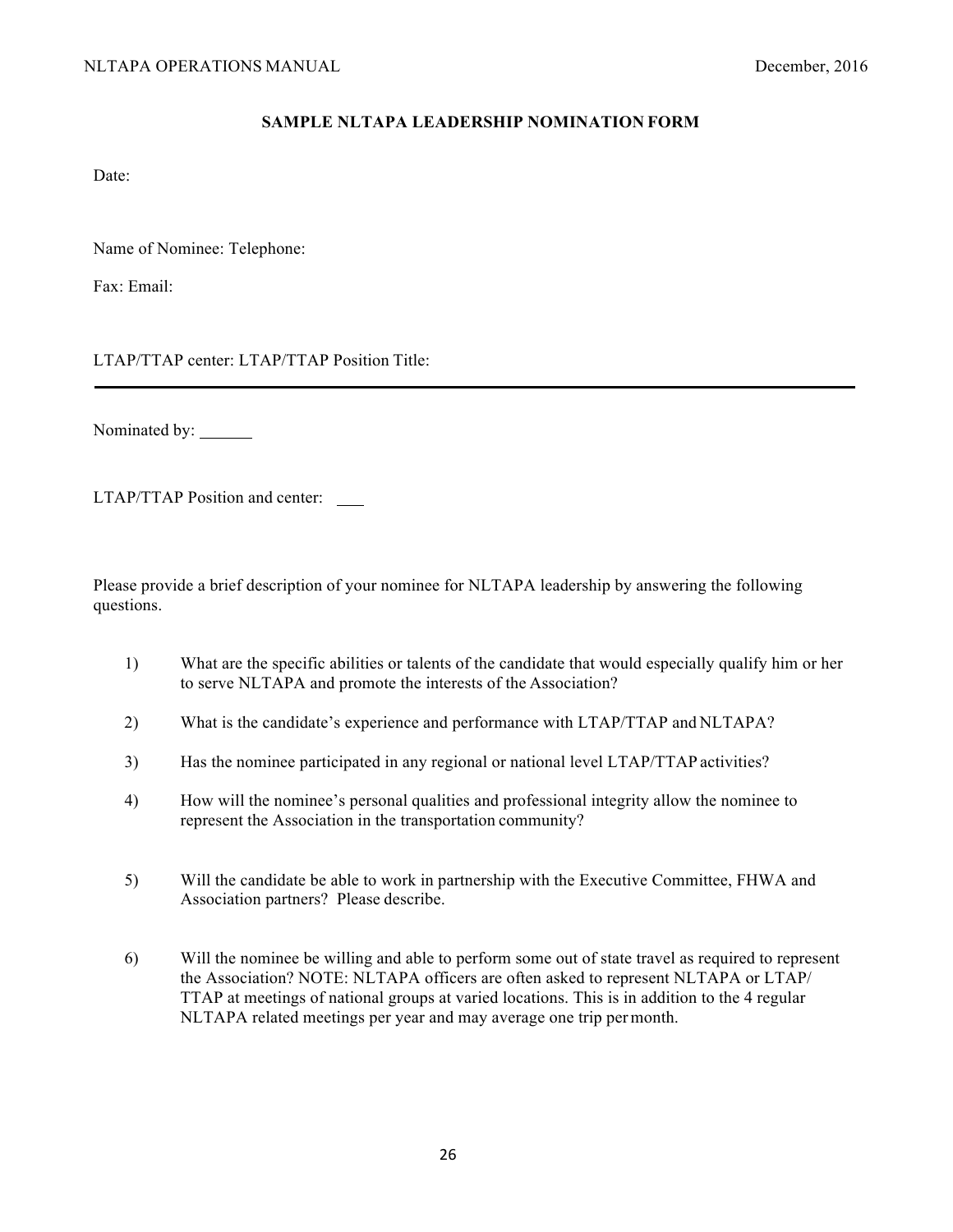## SAMPLE NLTAPA LEADERSHIP NOMINATION FORM

Date:

Name of Nominee: Telephone:

Fax: Email:

LTAP/TTAP center: LTAP/TTAP Position Title:

---

Nominated by: ______

LTAP/TTAP Position and center: ___

Please provide a brief description of your nominee for NLTAPA leadership by answering the following questions.

1) What are the specific abilities or talents of the candidate that would especially qualify him or her to serve NLTAPA and promote the interests of the Association?

2) What is the candidate's experience and performance with LTAP/TTAP and NLTAPA?

3) Has the nominee participated in any regional or national level LTAP/TTAP activities?

4) How will the nominee's personal qualities and professional integrity allow the nominee to represent the Association in the transportation community?

5) Will the candidate be able to work in partnership with the Executive Committee, FHWA and Association partners? Please describe.

6) Will the nominee be willing and able to perform some out of state travel as required to represent the Association? NOTE: NLTAPA officers are often asked to represent NLTAPA or LTAP/TTAP at meetings of national groups at varied locations. This is in addition to the 4 regular NLTAPA related meetings per year and may average one trip per month.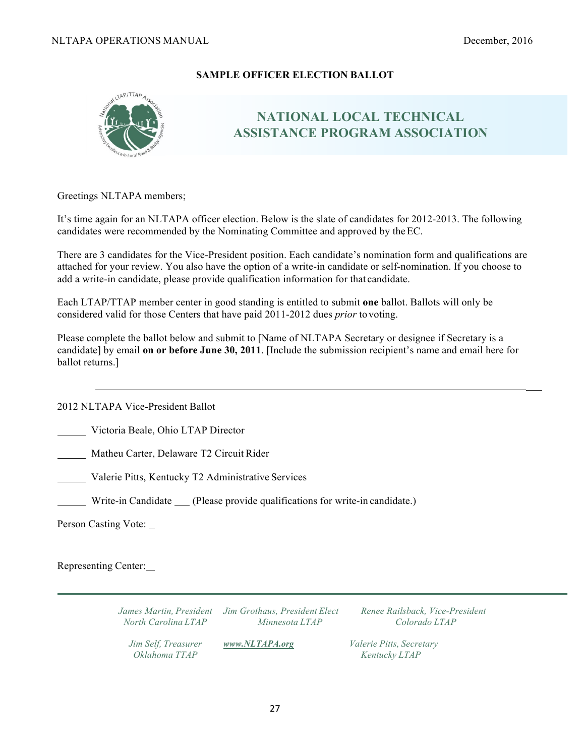**SAMPLE OFFICER ELECTION BALLOT**

## NATIONAL LOCAL TECHNICAL ASSISTANCE PROGRAM ASSOCIATION

Greetings NLTAPA members;

It's time again for an NLTAPA officer election. Below is the slate of candidates for 2012-2013. The following candidates were recommended by the Nominating Committee and approved by the EC.

There are 3 candidates for the Vice-President position. Each candidate's nomination form and qualifications are attached for your review. You also have the option of a write-in candidate or self-nomination. If you choose to add a write-in candidate, please provide qualification information for that candidate.

Each LTAP/TTAP member center in good standing is entitled to submit **one** ballot. Ballots will only be considered valid for those Centers that have paid 2011-2012 dues *prior* to voting.

Please complete the ballot below and submit to [Name of NLTAPA Secretary or designee if Secretary is a candidate] by email **on or before June 30, 2011**. [Include the submission recipient's name and email here for ballot returns.]

---

2012 NLTAPA Vice-President Ballot

______ Victoria Beale, Ohio LTAP Director

______ Matheu Carter, Delaware T2 Circuit Rider

______ Valerie Pitts, Kentucky T2 Administrative Services

______ Write-in Candidate ___ (Please provide qualifications for write-in candidate.)

Person Casting Vote: _

Representing Center: _

---

*James Martin, President*
*North Carolina LTAP*

*Jim Grothaus, President Elect*
*Minnesota LTAP*

*Renee Railsback, Vice-President*
*Colorado LTAP*

*Jim Self, Treasurer*
*Oklahoma TTAP*

***www.NLTAPA.org***

*Valerie Pitts, Secretary*
*Kentucky LTAP*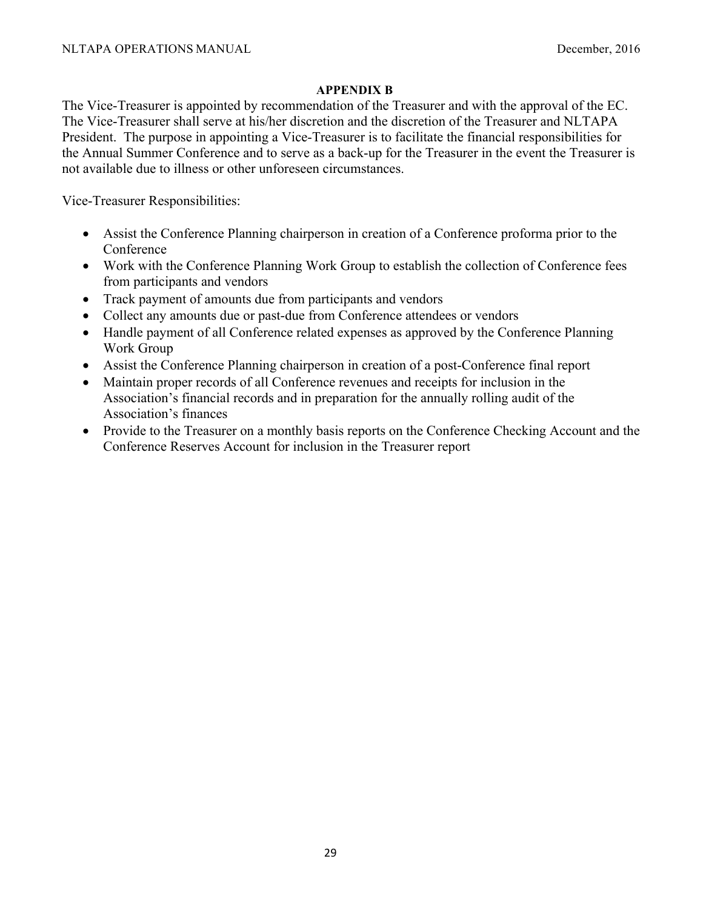## APPENDIX B

The Vice-Treasurer is appointed by recommendation of the Treasurer and with the approval of the EC. The Vice-Treasurer shall serve at his/her discretion and the discretion of the Treasurer and NLTAPA President. The purpose in appointing a Vice-Treasurer is to facilitate the financial responsibilities for the Annual Summer Conference and to serve as a back-up for the Treasurer in the event the Treasurer is not available due to illness or other unforeseen circumstances.

Vice-Treasurer Responsibilities:

- Assist the Conference Planning chairperson in creation of a Conference proforma prior to the Conference
- Work with the Conference Planning Work Group to establish the collection of Conference fees from participants and vendors
- Track payment of amounts due from participants and vendors
- Collect any amounts due or past-due from Conference attendees or vendors
- Handle payment of all Conference related expenses as approved by the Conference Planning Work Group
- Assist the Conference Planning chairperson in creation of a post-Conference final report
- Maintain proper records of all Conference revenues and receipts for inclusion in the Association's financial records and in preparation for the annually rolling audit of the Association's finances
- Provide to the Treasurer on a monthly basis reports on the Conference Checking Account and the Conference Reserves Account for inclusion in the Treasurer report